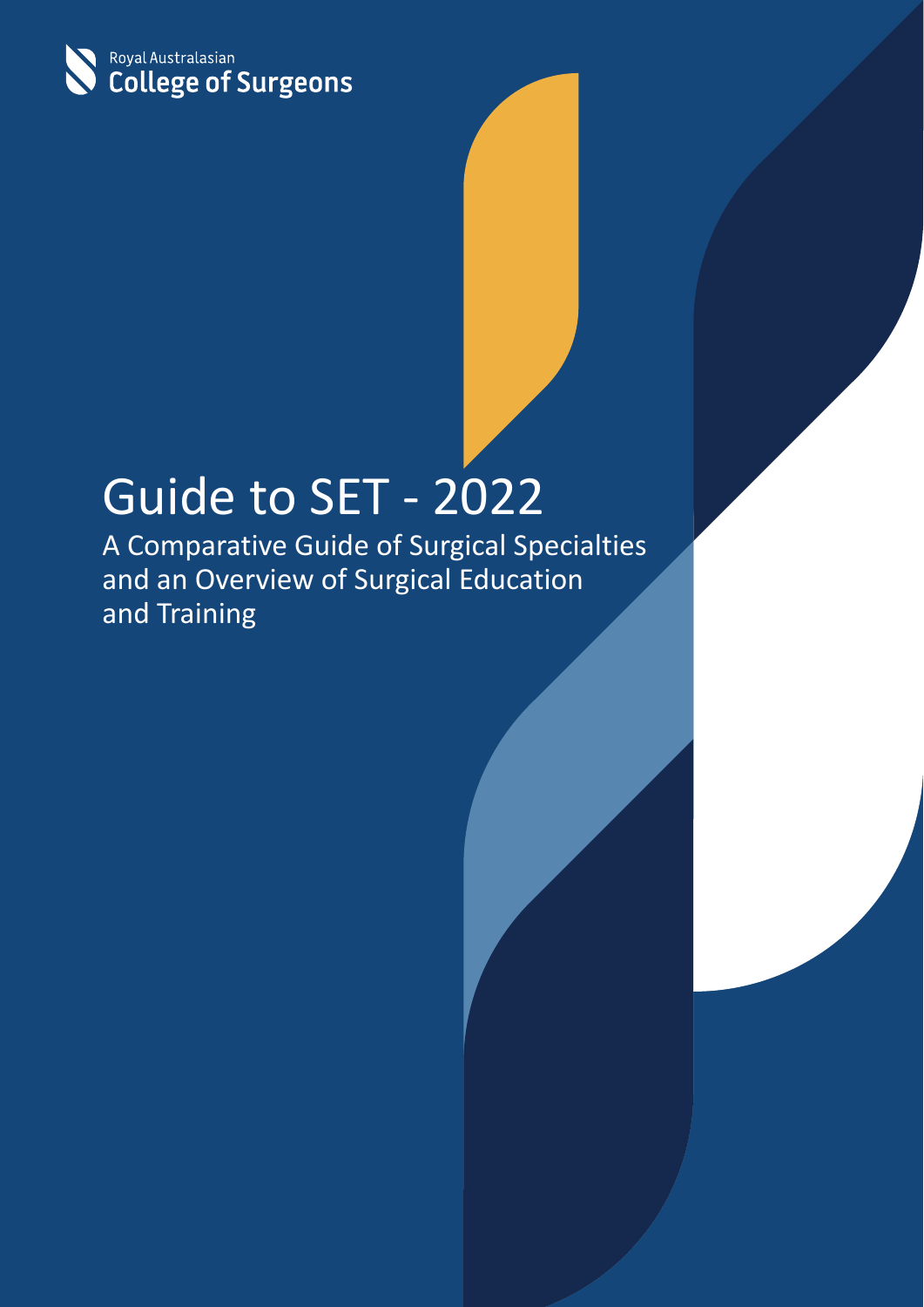Royal Australasian
College of Surgeons

# Guide to SET - 2022

A Comparative Guide of Surgical Specialties and an Overview of Surgical Education and Training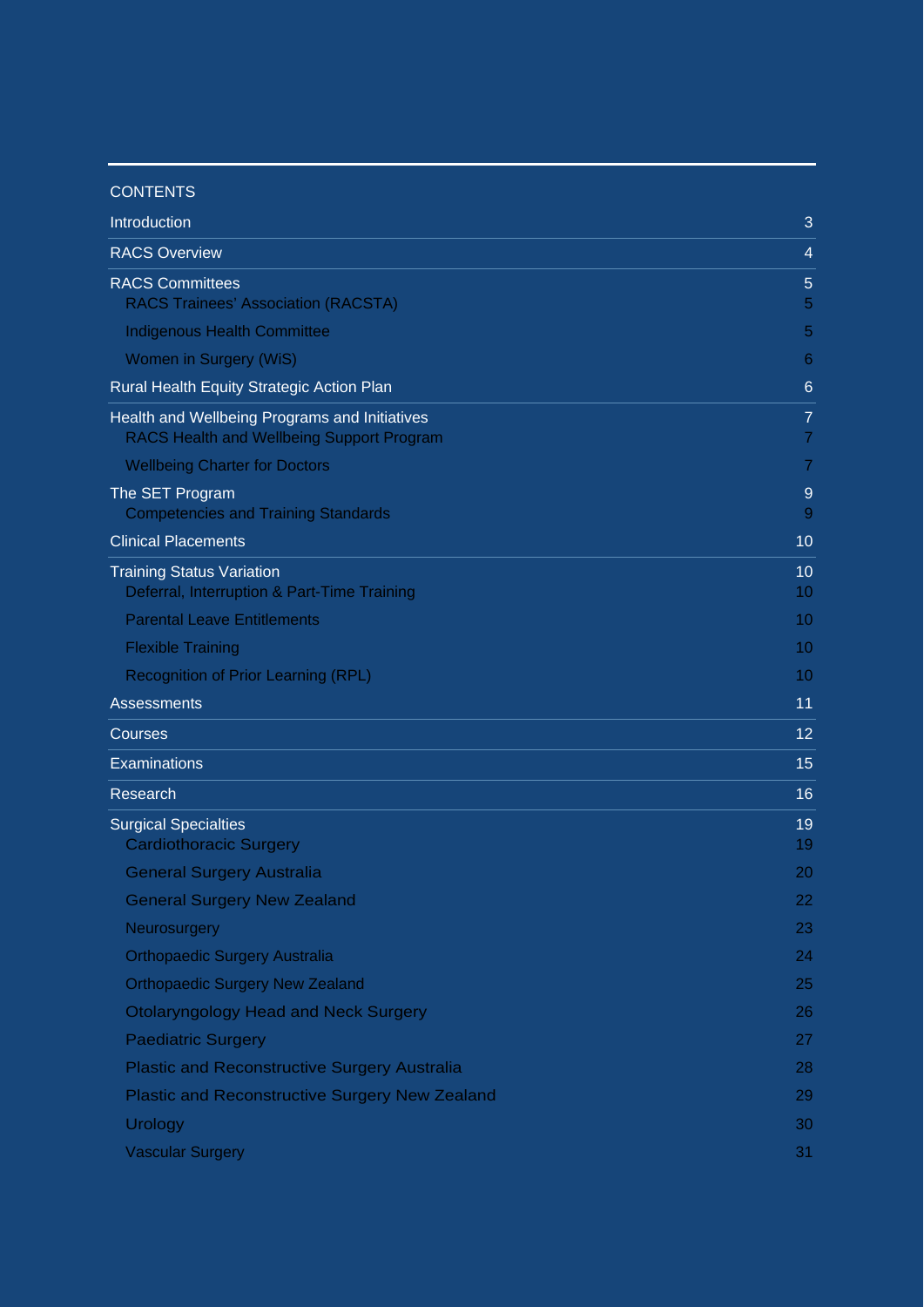# CONTENTS

| | |
|---|---|
| Introduction | 3 |
| RACS Overview | 4 |
| RACS Committees | 5 |
| RACS Trainees' Association (RACSTA) | 5 |
| Indigenous Health Committee | 5 |
| Women in Surgery (WiS) | 6 |
| Rural Health Equity Strategic Action Plan | 6 |
| Health and Wellbeing Programs and Initiatives | 7 |
| RACS Health and Wellbeing Support Program | 7 |
| Wellbeing Charter for Doctors | 7 |
| The SET Program | 9 |
| Competencies and Training Standards | 9 |
| Clinical Placements | 10 |
| Training Status Variation | 10 |
| Deferral, Interruption & Part-Time Training | 10 |
| Parental Leave Entitlements | 10 |
| Flexible Training | 10 |
| Recognition of Prior Learning (RPL) | 10 |
| Assessments | 11 |
| Courses | 12 |
| Examinations | 15 |
| Research | 16 |
| Surgical Specialties | 19 |
| Cardiothoracic Surgery | 19 |
| General Surgery Australia | 20 |
| General Surgery New Zealand | 22 |
| Neurosurgery | 23 |
| Orthopaedic Surgery Australia | 24 |
| Orthopaedic Surgery New Zealand | 25 |
| Otolaryngology Head and Neck Surgery | 26 |
| Paediatric Surgery | 27 |
| Plastic and Reconstructive Surgery Australia | 28 |
| Plastic and Reconstructive Surgery New Zealand | 29 |
| Urology | 30 |
| Vascular Surgery | 31 |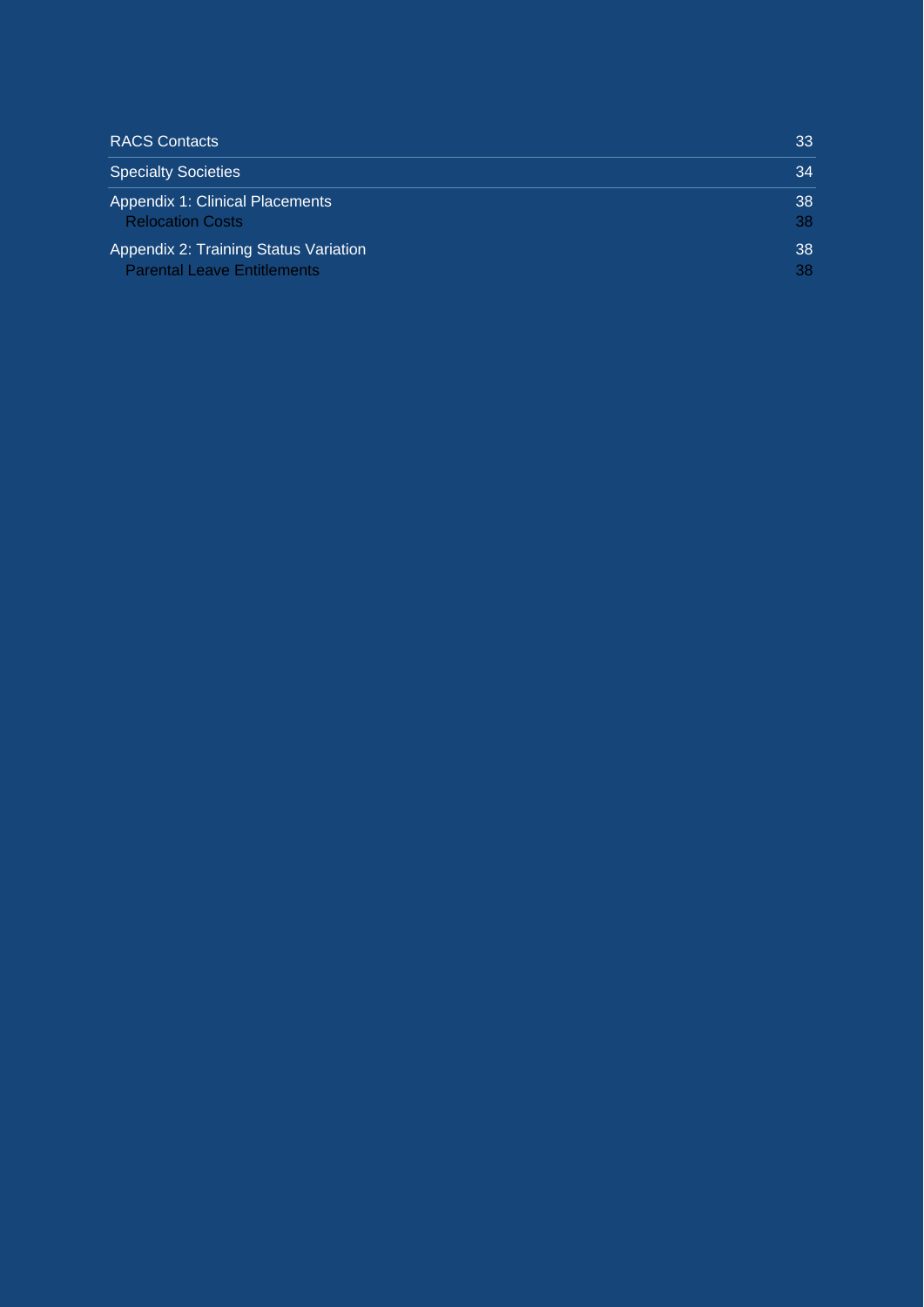| | |
|---|---|
| RACS Contacts | 33 |
| Specialty Societies | 34 |
| Appendix 1: Clinical Placements | 38 |
| Relocation Costs | 38 |
| Appendix 2: Training Status Variation | 38 |
| Parental Leave Entitlements | 38 |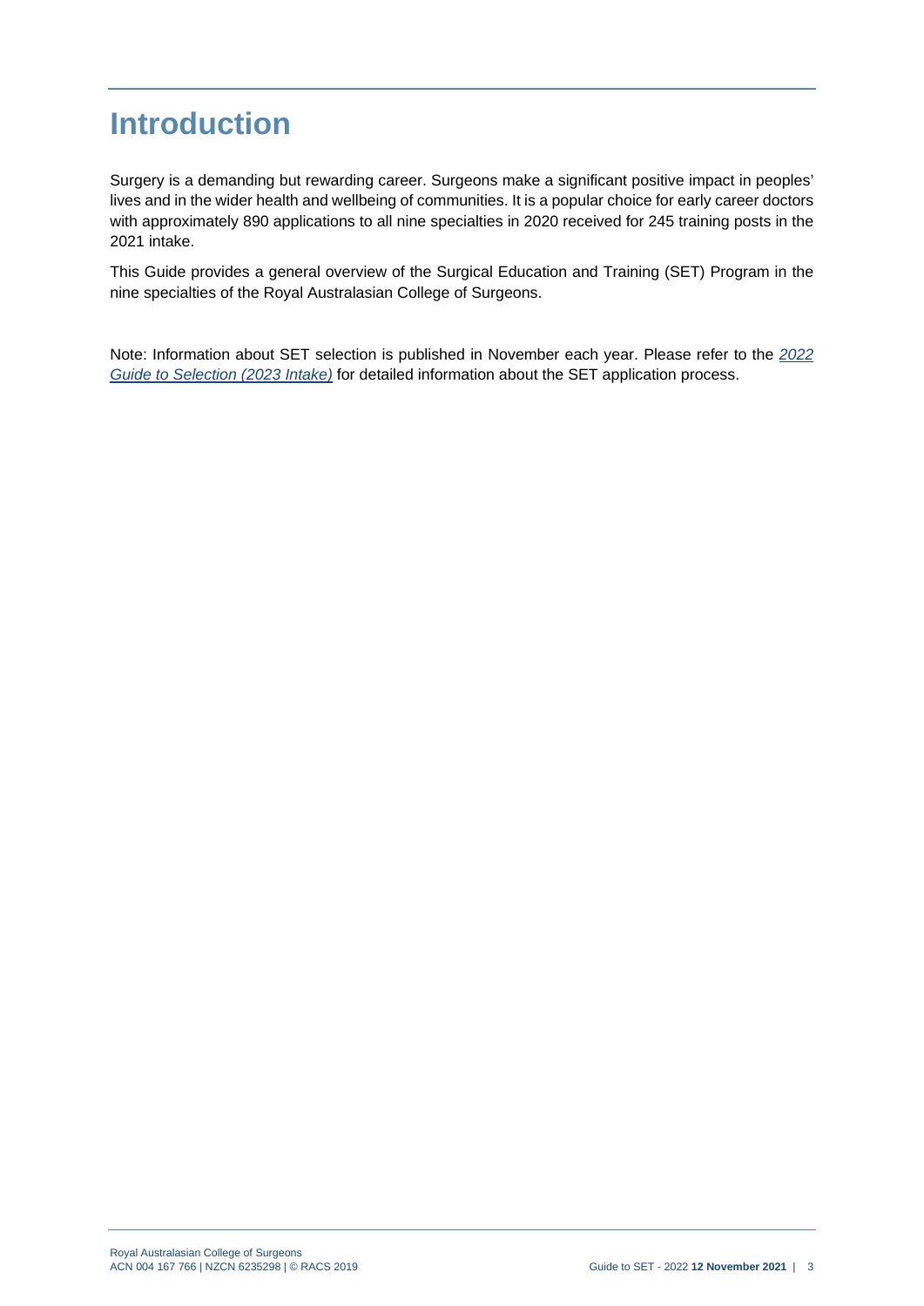# Introduction

Surgery is a demanding but rewarding career. Surgeons make a significant positive impact in peoples' lives and in the wider health and wellbeing of communities. It is a popular choice for early career doctors with approximately 890 applications to all nine specialties in 2020 received for 245 training posts in the 2021 intake.

This Guide provides a general overview of the Surgical Education and Training (SET) Program in the nine specialties of the Royal Australasian College of Surgeons.

Note: Information about SET selection is published in November each year. Please refer to the *2022 Guide to Selection (2023 Intake)* for detailed information about the SET application process.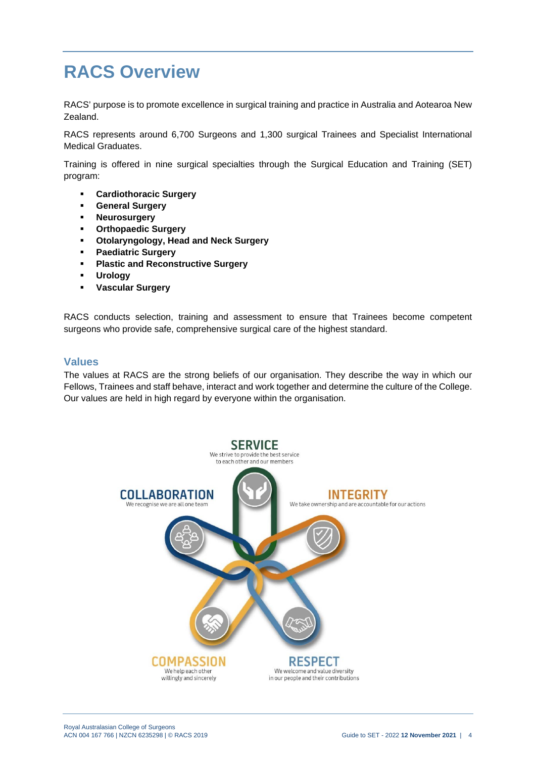# RACS Overview

RACS' purpose is to promote excellence in surgical training and practice in Australia and Aotearoa New Zealand.

RACS represents around 6,700 Surgeons and 1,300 surgical Trainees and Specialist International Medical Graduates.

Training is offered in nine surgical specialties through the Surgical Education and Training (SET) program:

- **Cardiothoracic Surgery**
- **General Surgery**
- **Neurosurgery**
- **Orthopaedic Surgery**
- **Otolaryngology, Head and Neck Surgery**
- **Paediatric Surgery**
- **Plastic and Reconstructive Surgery**
- **Urology**
- **Vascular Surgery**

RACS conducts selection, training and assessment to ensure that Trainees become competent surgeons who provide safe, comprehensive surgical care of the highest standard.

## Values

The values at RACS are the strong beliefs of our organisation. They describe the way in which our Fellows, Trainees and staff behave, interact and work together and determine the culture of the College. Our values are held in high regard by everyone within the organisation.

**SERVICE**
We strive to provide the best service to each other and our members

**COLLABORATION**
We recognise we are all one team

**INTEGRITY**
We take ownership and are accountable for our actions

**COMPASSION**
We help each other willingly and sincerely

**RESPECT**
We welcome and value diversity in our people and their contributions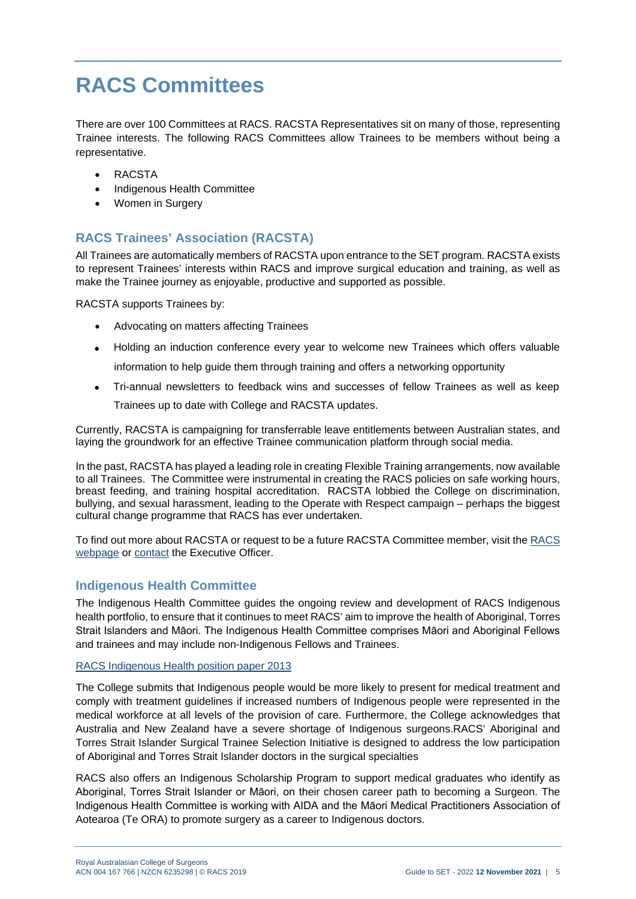# RACS Committees

There are over 100 Committees at RACS. RACSTA Representatives sit on many of those, representing Trainee interests. The following RACS Committees allow Trainees to be members without being a representative.

- RACSTA
- Indigenous Health Committee
- Women in Surgery

## RACS Trainees' Association (RACSTA)

All Trainees are automatically members of RACSTA upon entrance to the SET program. RACSTA exists to represent Trainees' interests within RACS and improve surgical education and training, as well as make the Trainee journey as enjoyable, productive and supported as possible.

RACSTA supports Trainees by:

- Advocating on matters affecting Trainees
- Holding an induction conference every year to welcome new Trainees which offers valuable information to help guide them through training and offers a networking opportunity
- Tri-annual newsletters to feedback wins and successes of fellow Trainees as well as keep Trainees up to date with College and RACSTA updates.

Currently, RACSTA is campaigning for transferrable leave entitlements between Australian states, and laying the groundwork for an effective Trainee communication platform through social media.

In the past, RACSTA has played a leading role in creating Flexible Training arrangements, now available to all Trainees. The Committee were instrumental in creating the RACS policies on safe working hours, breast feeding, and training hospital accreditation. RACSTA lobbied the College on discrimination, bullying, and sexual harassment, leading to the Operate with Respect campaign – perhaps the biggest cultural change programme that RACS has ever undertaken.

To find out more about RACSTA or request to be a future RACSTA Committee member, visit the RACS webpage or contact the Executive Officer.

## Indigenous Health Committee

The Indigenous Health Committee guides the ongoing review and development of RACS Indigenous health portfolio, to ensure that it continues to meet RACS' aim to improve the health of Aboriginal, Torres Strait Islanders and Māori. The Indigenous Health Committee comprises Māori and Aboriginal Fellows and trainees and may include non-Indigenous Fellows and Trainees.

RACS Indigenous Health position paper 2013

The College submits that Indigenous people would be more likely to present for medical treatment and comply with treatment guidelines if increased numbers of Indigenous people were represented in the medical workforce at all levels of the provision of care. Furthermore, the College acknowledges that Australia and New Zealand have a severe shortage of Indigenous surgeons.RACS' Aboriginal and Torres Strait Islander Surgical Trainee Selection Initiative is designed to address the low participation of Aboriginal and Torres Strait Islander doctors in the surgical specialties

RACS also offers an Indigenous Scholarship Program to support medical graduates who identify as Aboriginal, Torres Strait Islander or Māori, on their chosen career path to becoming a Surgeon. The Indigenous Health Committee is working with AIDA and the Māori Medical Practitioners Association of Aotearoa (Te ORA) to promote surgery as a career to Indigenous doctors.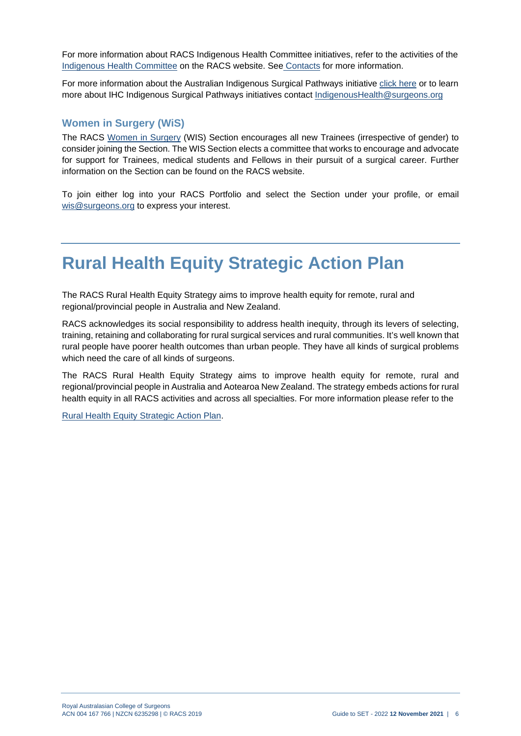For more information about RACS Indigenous Health Committee initiatives, refer to the activities of the Indigenous Health Committee on the RACS website. See Contacts for more information.

For more information about the Australian Indigenous Surgical Pathways initiative click here or to learn more about IHC Indigenous Surgical Pathways initiatives contact IndigenousHealth@surgeons.org

### Women in Surgery (WiS)

The RACS Women in Surgery (WIS) Section encourages all new Trainees (irrespective of gender) to consider joining the Section. The WIS Section elects a committee that works to encourage and advocate for support for Trainees, medical students and Fellows in their pursuit of a surgical career. Further information on the Section can be found on the RACS website.

To join either log into your RACS Portfolio and select the Section under your profile, or email wis@surgeons.org to express your interest.

# Rural Health Equity Strategic Action Plan

The RACS Rural Health Equity Strategy aims to improve health equity for remote, rural and regional/provincial people in Australia and New Zealand.

RACS acknowledges its social responsibility to address health inequity, through its levers of selecting, training, retaining and collaborating for rural surgical services and rural communities. It's well known that rural people have poorer health outcomes than urban people. They have all kinds of surgical problems which need the care of all kinds of surgeons.

The RACS Rural Health Equity Strategy aims to improve health equity for remote, rural and regional/provincial people in Australia and Aotearoa New Zealand. The strategy embeds actions for rural health equity in all RACS activities and across all specialties. For more information please refer to the

Rural Health Equity Strategic Action Plan.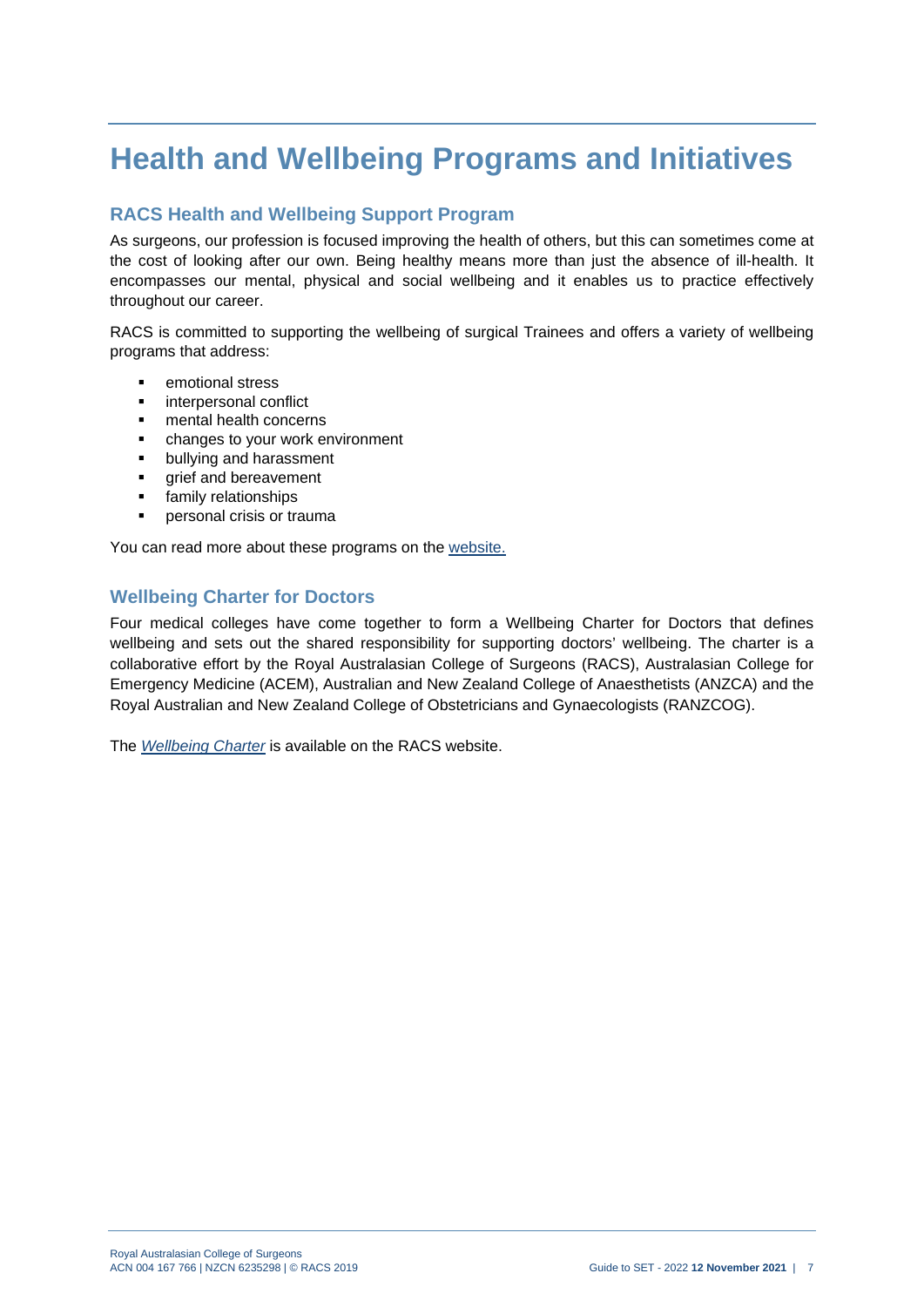# Health and Wellbeing Programs and Initiatives

## RACS Health and Wellbeing Support Program

As surgeons, our profession is focused improving the health of others, but this can sometimes come at the cost of looking after our own. Being healthy means more than just the absence of ill-health. It encompasses our mental, physical and social wellbeing and it enables us to practice effectively throughout our career.

RACS is committed to supporting the wellbeing of surgical Trainees and offers a variety of wellbeing programs that address:

- emotional stress
- interpersonal conflict
- mental health concerns
- changes to your work environment
- bullying and harassment
- grief and bereavement
- family relationships
- personal crisis or trauma

You can read more about these programs on the website.

## Wellbeing Charter for Doctors

Four medical colleges have come together to form a Wellbeing Charter for Doctors that defines wellbeing and sets out the shared responsibility for supporting doctors' wellbeing. The charter is a collaborative effort by the Royal Australasian College of Surgeons (RACS), Australasian College for Emergency Medicine (ACEM), Australian and New Zealand College of Anaesthetists (ANZCA) and the Royal Australian and New Zealand College of Obstetricians and Gynaecologists (RANZCOG).

The *Wellbeing Charter* is available on the RACS website.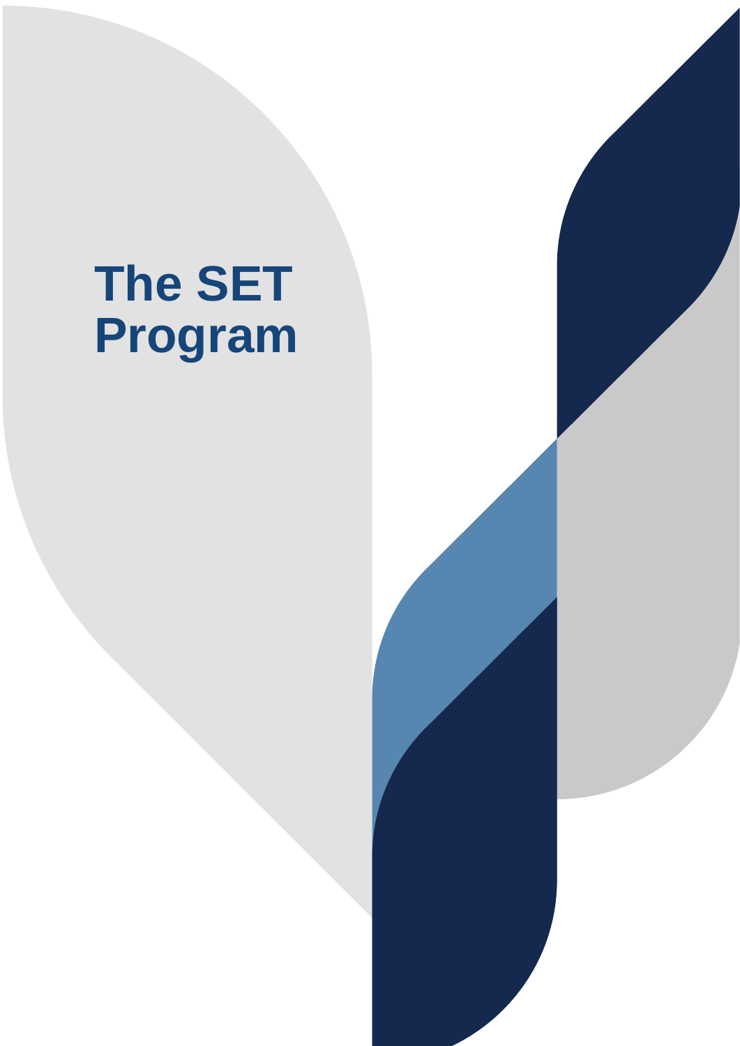# The SET Program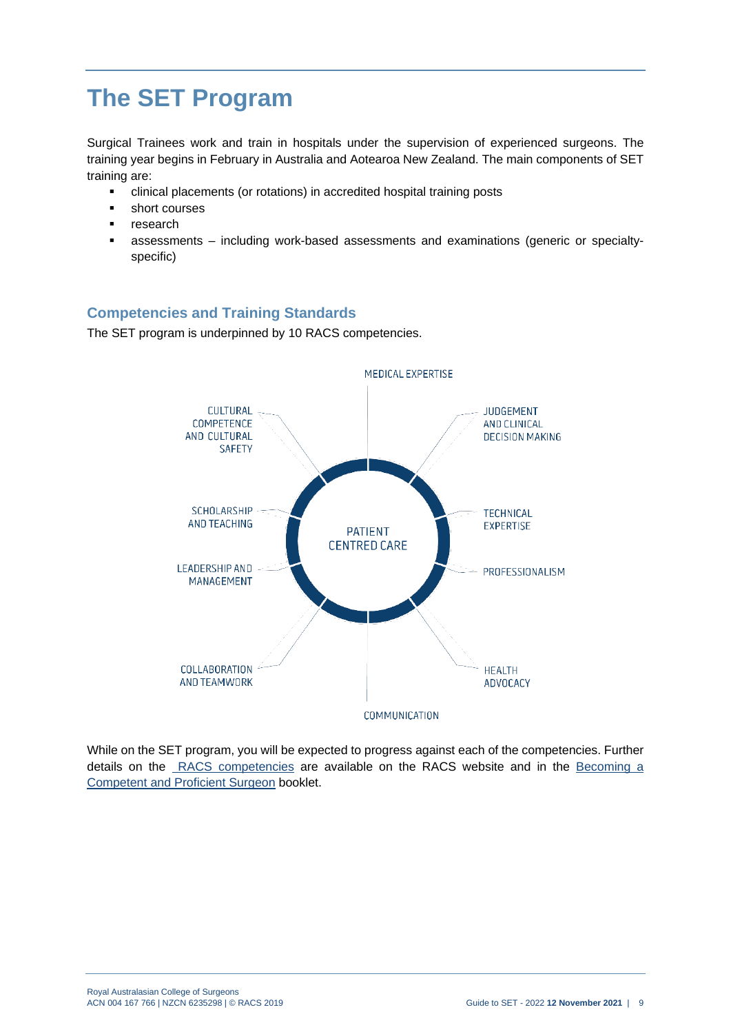# The SET Program

Surgical Trainees work and train in hospitals under the supervision of experienced surgeons. The training year begins in February in Australia and Aotearoa New Zealand. The main components of SET training are:

- clinical placements (or rotations) in accredited hospital training posts
- short courses
- research
- assessments – including work-based assessments and examinations (generic or specialty-specific)

## Competencies and Training Standards

The SET program is underpinned by 10 RACS competencies.

MEDICAL EXPERTISE

JUDGEMENT AND CLINICAL DECISION MAKING

TECHNICAL EXPERTISE

PROFESSIONALISM

HEALTH ADVOCACY

COMMUNICATION

COLLABORATION AND TEAMWORK

LEADERSHIP AND MANAGEMENT

SCHOLARSHIP AND TEACHING

CULTURAL COMPETENCE AND CULTURAL SAFETY

PATIENT CENTRED CARE

While on the SET program, you will be expected to progress against each of the competencies. Further details on the RACS competencies are available on the RACS website and in the Becoming a Competent and Proficient Surgeon booklet.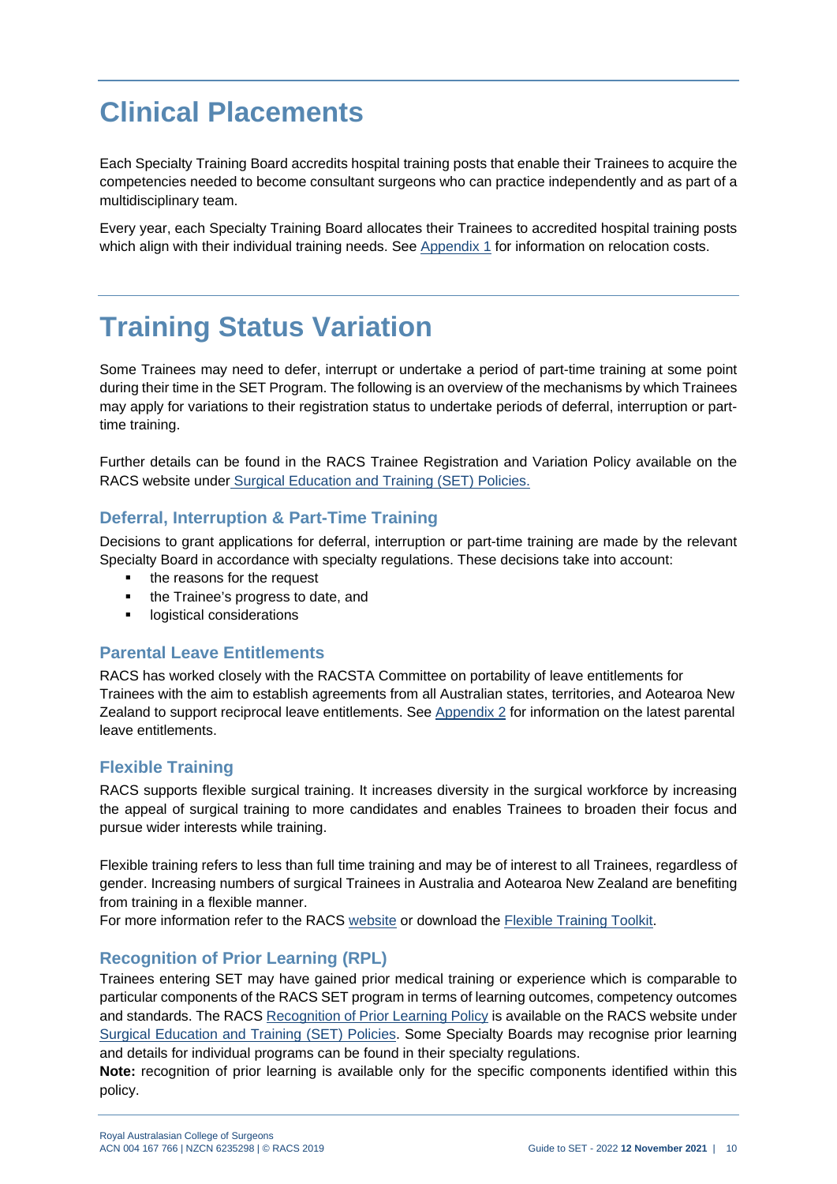# Clinical Placements

Each Specialty Training Board accredits hospital training posts that enable their Trainees to acquire the competencies needed to become consultant surgeons who can practice independently and as part of a multidisciplinary team.

Every year, each Specialty Training Board allocates their Trainees to accredited hospital training posts which align with their individual training needs. See Appendix 1 for information on relocation costs.

# Training Status Variation

Some Trainees may need to defer, interrupt or undertake a period of part-time training at some point during their time in the SET Program. The following is an overview of the mechanisms by which Trainees may apply for variations to their registration status to undertake periods of deferral, interruption or part-time training.

Further details can be found in the RACS Trainee Registration and Variation Policy available on the RACS website under Surgical Education and Training (SET) Policies.

## Deferral, Interruption & Part-Time Training

Decisions to grant applications for deferral, interruption or part-time training are made by the relevant Specialty Board in accordance with specialty regulations. These decisions take into account:

- the reasons for the request
- the Trainee's progress to date, and
- logistical considerations

## Parental Leave Entitlements

RACS has worked closely with the RACSTA Committee on portability of leave entitlements for Trainees with the aim to establish agreements from all Australian states, territories, and Aotearoa New Zealand to support reciprocal leave entitlements. See Appendix 2 for information on the latest parental leave entitlements.

## Flexible Training

RACS supports flexible surgical training. It increases diversity in the surgical workforce by increasing the appeal of surgical training to more candidates and enables Trainees to broaden their focus and pursue wider interests while training.

Flexible training refers to less than full time training and may be of interest to all Trainees, regardless of gender. Increasing numbers of surgical Trainees in Australia and Aotearoa New Zealand are benefiting from training in a flexible manner.

For more information refer to the RACS website or download the Flexible Training Toolkit.

## Recognition of Prior Learning (RPL)

Trainees entering SET may have gained prior medical training or experience which is comparable to particular components of the RACS SET program in terms of learning outcomes, competency outcomes and standards. The RACS Recognition of Prior Learning Policy is available on the RACS website under Surgical Education and Training (SET) Policies. Some Specialty Boards may recognise prior learning and details for individual programs can be found in their specialty regulations.

**Note:** recognition of prior learning is available only for the specific components identified within this policy.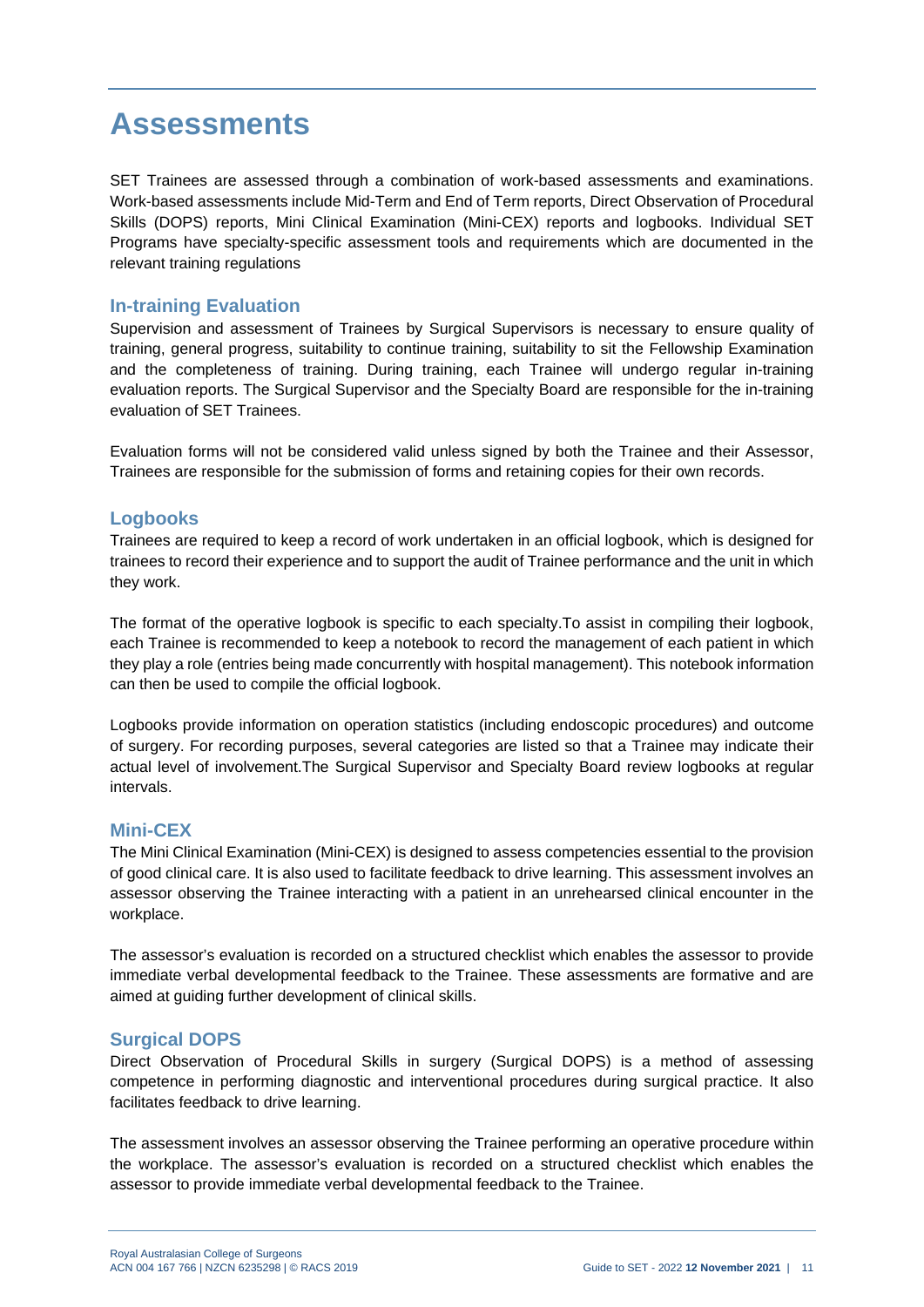# Assessments

SET Trainees are assessed through a combination of work-based assessments and examinations. Work-based assessments include Mid-Term and End of Term reports, Direct Observation of Procedural Skills (DOPS) reports, Mini Clinical Examination (Mini-CEX) reports and logbooks. Individual SET Programs have specialty-specific assessment tools and requirements which are documented in the relevant training regulations

## In-training Evaluation

Supervision and assessment of Trainees by Surgical Supervisors is necessary to ensure quality of training, general progress, suitability to continue training, suitability to sit the Fellowship Examination and the completeness of training. During training, each Trainee will undergo regular in-training evaluation reports. The Surgical Supervisor and the Specialty Board are responsible for the in-training evaluation of SET Trainees.

Evaluation forms will not be considered valid unless signed by both the Trainee and their Assessor, Trainees are responsible for the submission of forms and retaining copies for their own records.

## Logbooks

Trainees are required to keep a record of work undertaken in an official logbook, which is designed for trainees to record their experience and to support the audit of Trainee performance and the unit in which they work.

The format of the operative logbook is specific to each specialty.To assist in compiling their logbook, each Trainee is recommended to keep a notebook to record the management of each patient in which they play a role (entries being made concurrently with hospital management). This notebook information can then be used to compile the official logbook.

Logbooks provide information on operation statistics (including endoscopic procedures) and outcome of surgery. For recording purposes, several categories are listed so that a Trainee may indicate their actual level of involvement.The Surgical Supervisor and Specialty Board review logbooks at regular intervals.

## Mini-CEX

The Mini Clinical Examination (Mini-CEX) is designed to assess competencies essential to the provision of good clinical care. It is also used to facilitate feedback to drive learning. This assessment involves an assessor observing the Trainee interacting with a patient in an unrehearsed clinical encounter in the workplace.

The assessor's evaluation is recorded on a structured checklist which enables the assessor to provide immediate verbal developmental feedback to the Trainee. These assessments are formative and are aimed at guiding further development of clinical skills.

## Surgical DOPS

Direct Observation of Procedural Skills in surgery (Surgical DOPS) is a method of assessing competence in performing diagnostic and interventional procedures during surgical practice. It also facilitates feedback to drive learning.

The assessment involves an assessor observing the Trainee performing an operative procedure within the workplace. The assessor's evaluation is recorded on a structured checklist which enables the assessor to provide immediate verbal developmental feedback to the Trainee.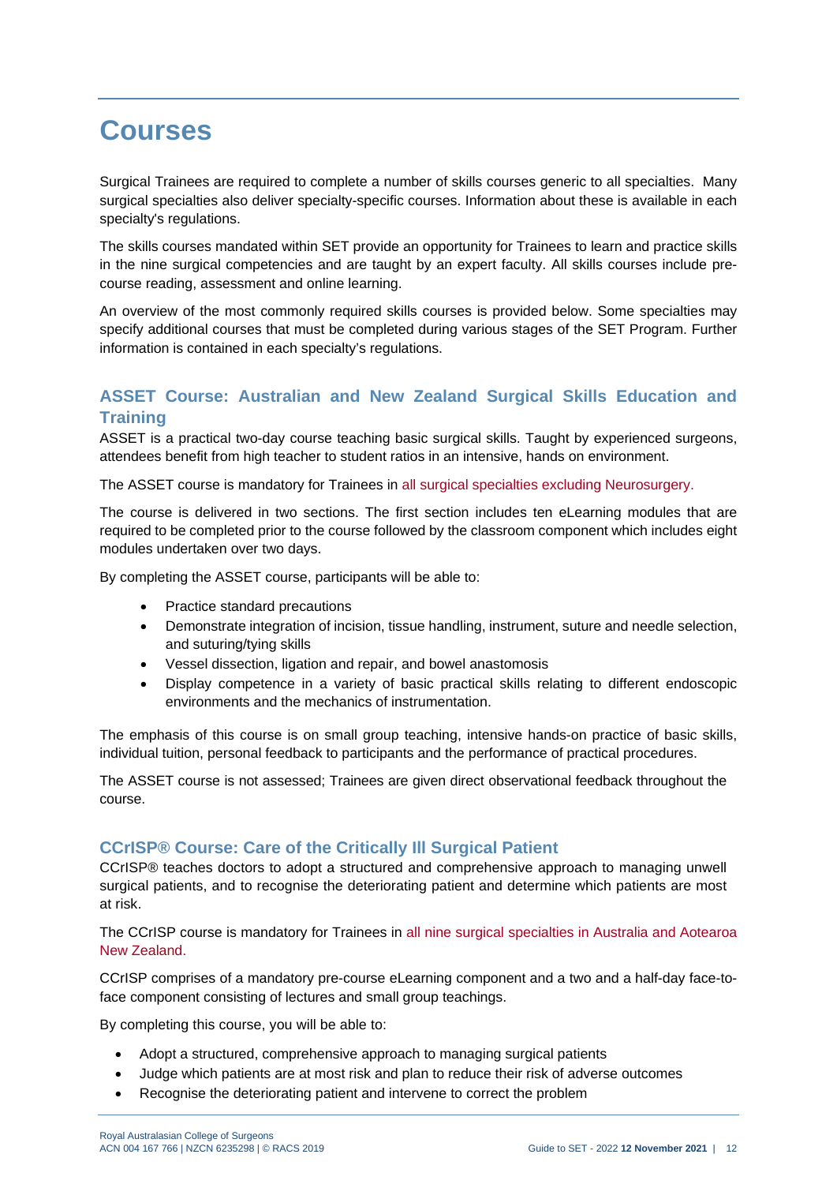# Courses

Surgical Trainees are required to complete a number of skills courses generic to all specialties. Many surgical specialties also deliver specialty-specific courses. Information about these is available in each specialty's regulations.

The skills courses mandated within SET provide an opportunity for Trainees to learn and practice skills in the nine surgical competencies and are taught by an expert faculty. All skills courses include pre-course reading, assessment and online learning.

An overview of the most commonly required skills courses is provided below. Some specialties may specify additional courses that must be completed during various stages of the SET Program. Further information is contained in each specialty's regulations.

## ASSET Course: Australian and New Zealand Surgical Skills Education and Training

ASSET is a practical two-day course teaching basic surgical skills. Taught by experienced surgeons, attendees benefit from high teacher to student ratios in an intensive, hands on environment.

The ASSET course is mandatory for Trainees in all surgical specialties excluding Neurosurgery.

The course is delivered in two sections. The first section includes ten eLearning modules that are required to be completed prior to the course followed by the classroom component which includes eight modules undertaken over two days.

By completing the ASSET course, participants will be able to:

- Practice standard precautions
- Demonstrate integration of incision, tissue handling, instrument, suture and needle selection, and suturing/tying skills
- Vessel dissection, ligation and repair, and bowel anastomosis
- Display competence in a variety of basic practical skills relating to different endoscopic environments and the mechanics of instrumentation.

The emphasis of this course is on small group teaching, intensive hands-on practice of basic skills, individual tuition, personal feedback to participants and the performance of practical procedures.

The ASSET course is not assessed; Trainees are given direct observational feedback throughout the course.

## CCrISP® Course: Care of the Critically Ill Surgical Patient

CCrISP® teaches doctors to adopt a structured and comprehensive approach to managing unwell surgical patients, and to recognise the deteriorating patient and determine which patients are most at risk.

The CCrISP course is mandatory for Trainees in all nine surgical specialties in Australia and Aotearoa New Zealand.

CCrISP comprises of a mandatory pre-course eLearning component and a two and a half-day face-to-face component consisting of lectures and small group teachings.

By completing this course, you will be able to:

- Adopt a structured, comprehensive approach to managing surgical patients
- Judge which patients are at most risk and plan to reduce their risk of adverse outcomes
- Recognise the deteriorating patient and intervene to correct the problem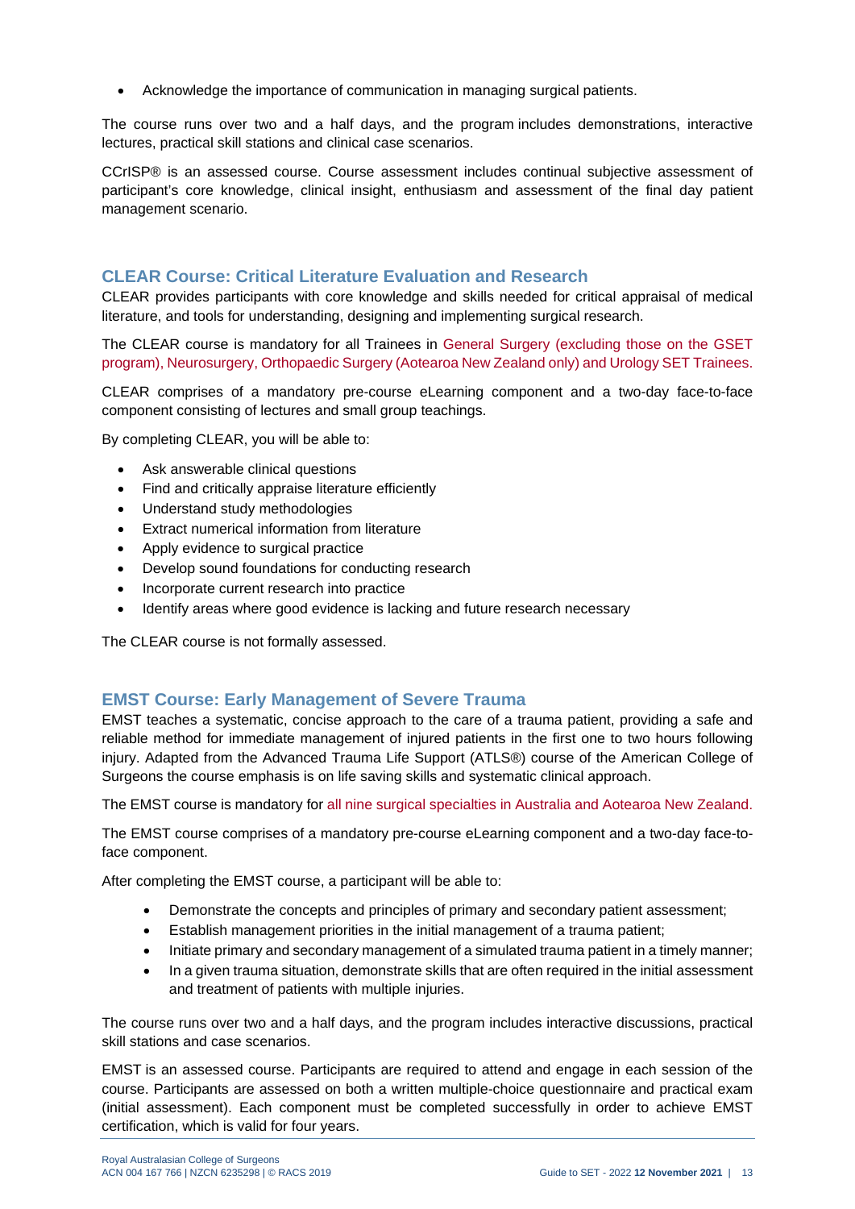- Acknowledge the importance of communication in managing surgical patients.

The course runs over two and a half days, and the program includes demonstrations, interactive lectures, practical skill stations and clinical case scenarios.

CCrISP® is an assessed course. Course assessment includes continual subjective assessment of participant's core knowledge, clinical insight, enthusiasm and assessment of the final day patient management scenario.

## CLEAR Course: Critical Literature Evaluation and Research

CLEAR provides participants with core knowledge and skills needed for critical appraisal of medical literature, and tools for understanding, designing and implementing surgical research.

The CLEAR course is mandatory for all Trainees in General Surgery (excluding those on the GSET program), Neurosurgery, Orthopaedic Surgery (Aotearoa New Zealand only) and Urology SET Trainees.

CLEAR comprises of a mandatory pre-course eLearning component and a two-day face-to-face component consisting of lectures and small group teachings.

By completing CLEAR, you will be able to:

- Ask answerable clinical questions
- Find and critically appraise literature efficiently
- Understand study methodologies
- Extract numerical information from literature
- Apply evidence to surgical practice
- Develop sound foundations for conducting research
- Incorporate current research into practice
- Identify areas where good evidence is lacking and future research necessary

The CLEAR course is not formally assessed.

## EMST Course: Early Management of Severe Trauma

EMST teaches a systematic, concise approach to the care of a trauma patient, providing a safe and reliable method for immediate management of injured patients in the first one to two hours following injury. Adapted from the Advanced Trauma Life Support (ATLS®) course of the American College of Surgeons the course emphasis is on life saving skills and systematic clinical approach.

The EMST course is mandatory for all nine surgical specialties in Australia and Aotearoa New Zealand.

The EMST course comprises of a mandatory pre-course eLearning component and a two-day face-to-face component.

After completing the EMST course, a participant will be able to:

- Demonstrate the concepts and principles of primary and secondary patient assessment;
- Establish management priorities in the initial management of a trauma patient;
- Initiate primary and secondary management of a simulated trauma patient in a timely manner;
- In a given trauma situation, demonstrate skills that are often required in the initial assessment and treatment of patients with multiple injuries.

The course runs over two and a half days, and the program includes interactive discussions, practical skill stations and case scenarios.

EMST is an assessed course. Participants are required to attend and engage in each session of the course. Participants are assessed on both a written multiple-choice questionnaire and practical exam (initial assessment). Each component must be completed successfully in order to achieve EMST certification, which is valid for four years.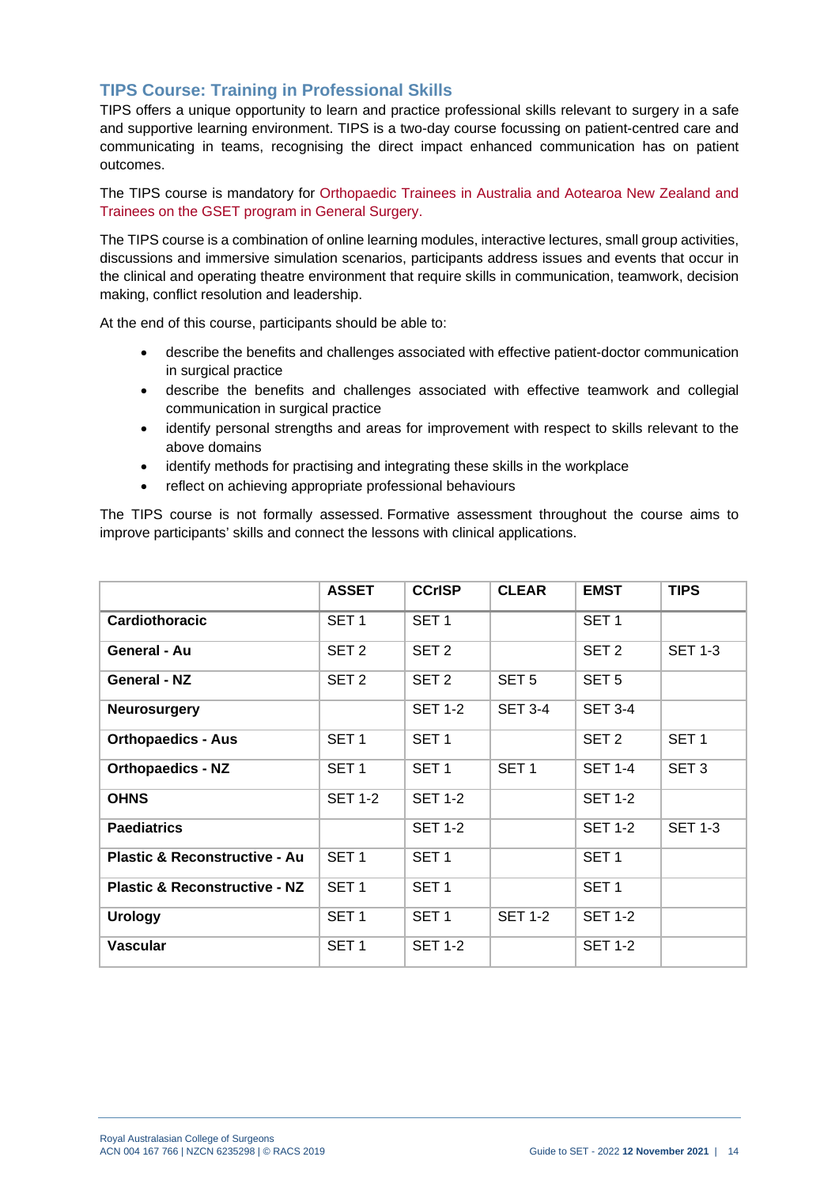## TIPS Course: Training in Professional Skills

TIPS offers a unique opportunity to learn and practice professional skills relevant to surgery in a safe and supportive learning environment. TIPS is a two-day course focussing on patient-centred care and communicating in teams, recognising the direct impact enhanced communication has on patient outcomes.

The TIPS course is mandatory for Orthopaedic Trainees in Australia and Aotearoa New Zealand and Trainees on the GSET program in General Surgery.

The TIPS course is a combination of online learning modules, interactive lectures, small group activities, discussions and immersive simulation scenarios, participants address issues and events that occur in the clinical and operating theatre environment that require skills in communication, teamwork, decision making, conflict resolution and leadership.

At the end of this course, participants should be able to:

- describe the benefits and challenges associated with effective patient-doctor communication in surgical practice
- describe the benefits and challenges associated with effective teamwork and collegial communication in surgical practice
- identify personal strengths and areas for improvement with respect to skills relevant to the above domains
- identify methods for practising and integrating these skills in the workplace
- reflect on achieving appropriate professional behaviours

The TIPS course is not formally assessed. Formative assessment throughout the course aims to improve participants' skills and connect the lessons with clinical applications.

| | ASSET | CCrISP | CLEAR | EMST | TIPS |
|---|---|---|---|---|---|
| **Cardiothoracic** | SET 1 | SET 1 | | SET 1 | |
| **General - Au** | SET 2 | SET 2 | | SET 2 | SET 1-3 |
| **General - NZ** | SET 2 | SET 2 | SET 5 | SET 5 | |
| **Neurosurgery** | | SET 1-2 | SET 3-4 | SET 3-4 | |
| **Orthopaedics - Aus** | SET 1 | SET 1 | | SET 2 | SET 1 |
| **Orthopaedics - NZ** | SET 1 | SET 1 | SET 1 | SET 1-4 | SET 3 |
| **OHNS** | SET 1-2 | SET 1-2 | | SET 1-2 | |
| **Paediatrics** | | SET 1-2 | | SET 1-2 | SET 1-3 |
| **Plastic & Reconstructive - Au** | SET 1 | SET 1 | | SET 1 | |
| **Plastic & Reconstructive - NZ** | SET 1 | SET 1 | | SET 1 | |
| **Urology** | SET 1 | SET 1 | SET 1-2 | SET 1-2 | |
| **Vascular** | SET 1 | SET 1-2 | | SET 1-2 | |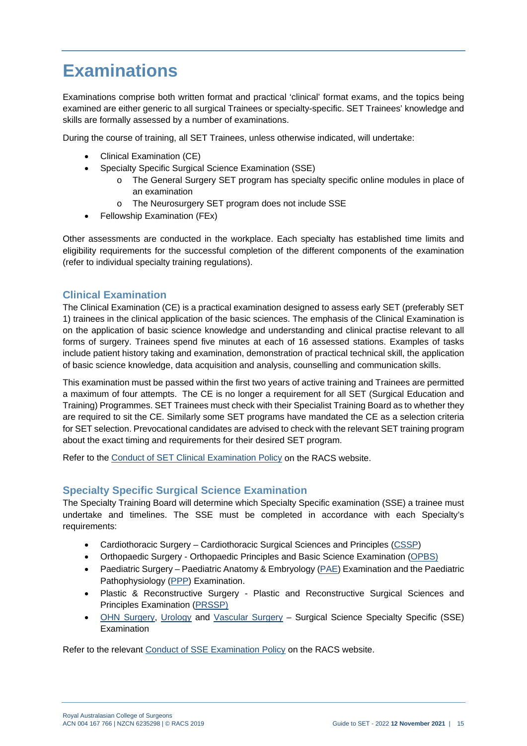# Examinations

Examinations comprise both written format and practical 'clinical' format exams, and the topics being examined are either generic to all surgical Trainees or specialty-specific. SET Trainees' knowledge and skills are formally assessed by a number of examinations.

During the course of training, all SET Trainees, unless otherwise indicated, will undertake:

- Clinical Examination (CE)
- Specialty Specific Surgical Science Examination (SSE)
  - The General Surgery SET program has specialty specific online modules in place of an examination
  - The Neurosurgery SET program does not include SSE
- Fellowship Examination (FEx)

Other assessments are conducted in the workplace. Each specialty has established time limits and eligibility requirements for the successful completion of the different components of the examination (refer to individual specialty training regulations).

## Clinical Examination

The Clinical Examination (CE) is a practical examination designed to assess early SET (preferably SET 1) trainees in the clinical application of the basic sciences. The emphasis of the Clinical Examination is on the application of basic science knowledge and understanding and clinical practise relevant to all forms of surgery. Trainees spend five minutes at each of 16 assessed stations. Examples of tasks include patient history taking and examination, demonstration of practical technical skill, the application of basic science knowledge, data acquisition and analysis, counselling and communication skills.

This examination must be passed within the first two years of active training and Trainees are permitted a maximum of four attempts. The CE is no longer a requirement for all SET (Surgical Education and Training) Programmes. SET Trainees must check with their Specialist Training Board as to whether they are required to sit the CE. Similarly some SET programs have mandated the CE as a selection criteria for SET selection. Prevocational candidates are advised to check with the relevant SET training program about the exact timing and requirements for their desired SET program.

Refer to the Conduct of SET Clinical Examination Policy on the RACS website.

## Specialty Specific Surgical Science Examination

The Specialty Training Board will determine which Specialty Specific examination (SSE) a trainee must undertake and timelines. The SSE must be completed in accordance with each Specialty's requirements:

- Cardiothoracic Surgery – Cardiothoracic Surgical Sciences and Principles (CSSP)
- Orthopaedic Surgery - Orthopaedic Principles and Basic Science Examination (OPBS)
- Paediatric Surgery – Paediatric Anatomy & Embryology (PAE) Examination and the Paediatric Pathophysiology (PPP) Examination.
- Plastic & Reconstructive Surgery - Plastic and Reconstructive Surgical Sciences and Principles Examination (PRSSP)
- OHN Surgery, Urology and Vascular Surgery – Surgical Science Specialty Specific (SSE) Examination

Refer to the relevant Conduct of SSE Examination Policy on the RACS website.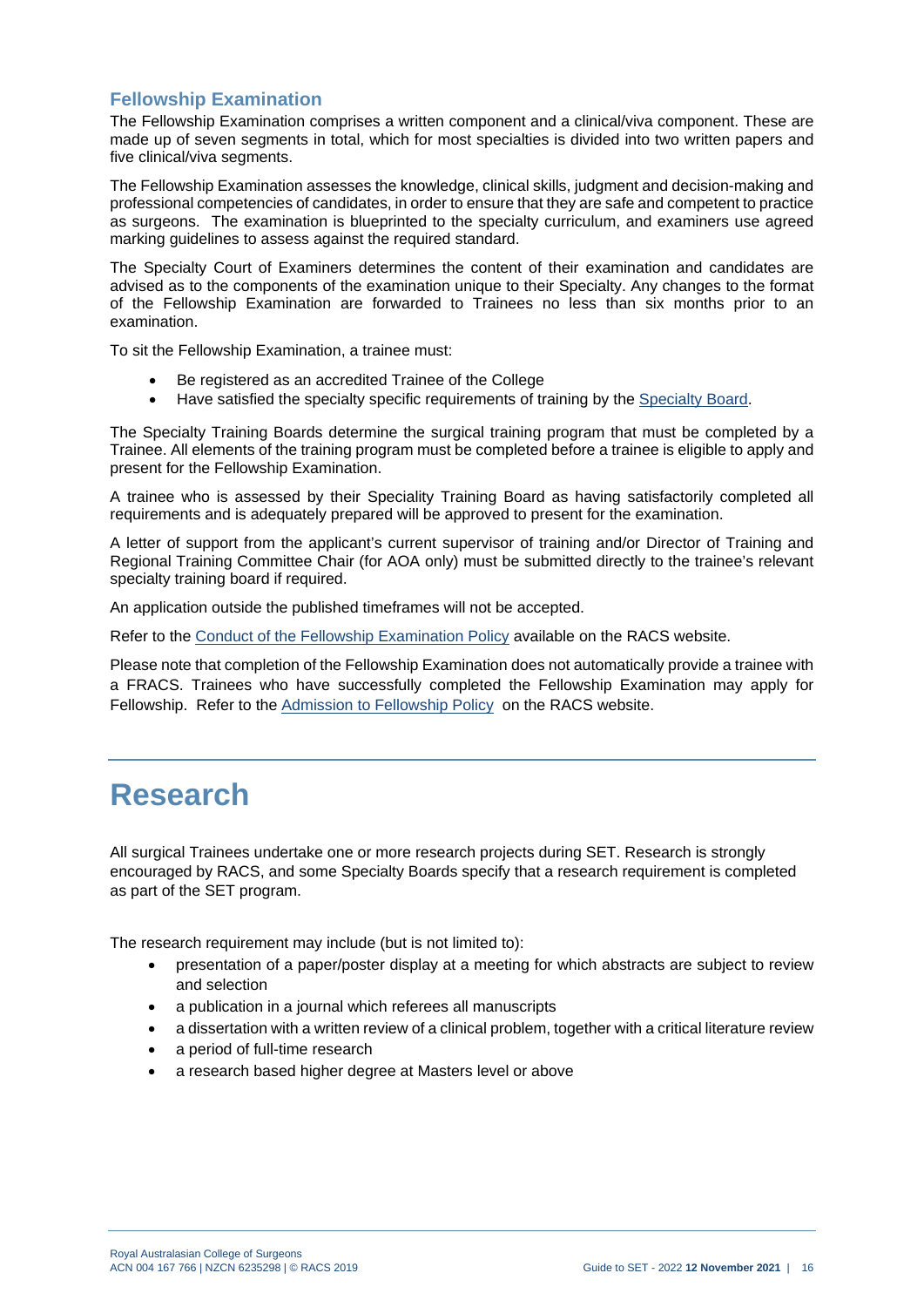## Fellowship Examination

The Fellowship Examination comprises a written component and a clinical/viva component. These are made up of seven segments in total, which for most specialties is divided into two written papers and five clinical/viva segments.

The Fellowship Examination assesses the knowledge, clinical skills, judgment and decision-making and professional competencies of candidates, in order to ensure that they are safe and competent to practice as surgeons. The examination is blueprinted to the specialty curriculum, and examiners use agreed marking guidelines to assess against the required standard.

The Specialty Court of Examiners determines the content of their examination and candidates are advised as to the components of the examination unique to their Specialty. Any changes to the format of the Fellowship Examination are forwarded to Trainees no less than six months prior to an examination.

To sit the Fellowship Examination, a trainee must:

- Be registered as an accredited Trainee of the College
- Have satisfied the specialty specific requirements of training by the Specialty Board.

The Specialty Training Boards determine the surgical training program that must be completed by a Trainee. All elements of the training program must be completed before a trainee is eligible to apply and present for the Fellowship Examination.

A trainee who is assessed by their Speciality Training Board as having satisfactorily completed all requirements and is adequately prepared will be approved to present for the examination.

A letter of support from the applicant's current supervisor of training and/or Director of Training and Regional Training Committee Chair (for AOA only) must be submitted directly to the trainee's relevant specialty training board if required.

An application outside the published timeframes will not be accepted.

Refer to the Conduct of the Fellowship Examination Policy available on the RACS website.

Please note that completion of the Fellowship Examination does not automatically provide a trainee with a FRACS. Trainees who have successfully completed the Fellowship Examination may apply for Fellowship. Refer to the Admission to Fellowship Policy on the RACS website.

# Research

All surgical Trainees undertake one or more research projects during SET. Research is strongly encouraged by RACS, and some Specialty Boards specify that a research requirement is completed as part of the SET program.

The research requirement may include (but is not limited to):

- presentation of a paper/poster display at a meeting for which abstracts are subject to review and selection
- a publication in a journal which referees all manuscripts
- a dissertation with a written review of a clinical problem, together with a critical literature review
- a period of full-time research
- a research based higher degree at Masters level or above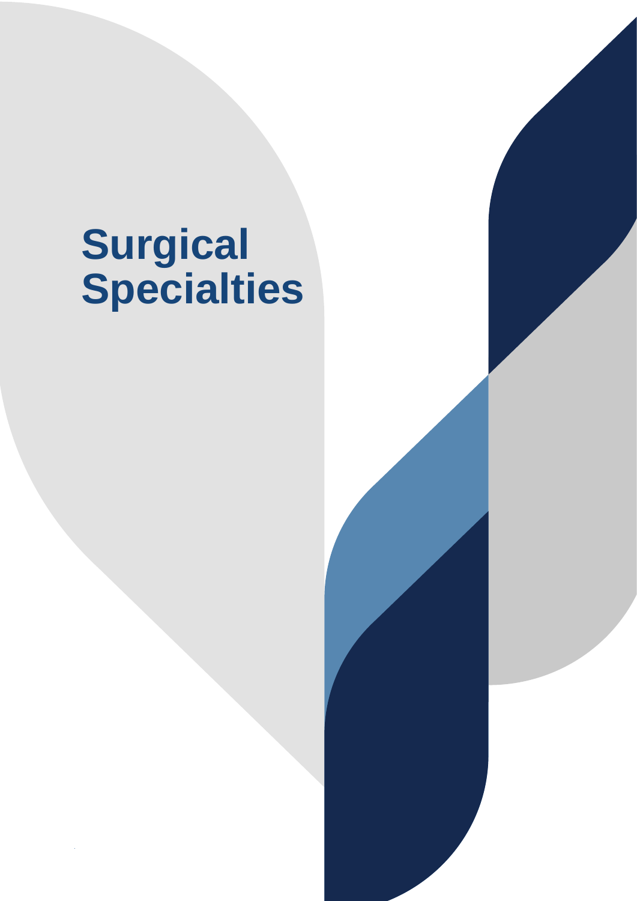# Surgical Specialties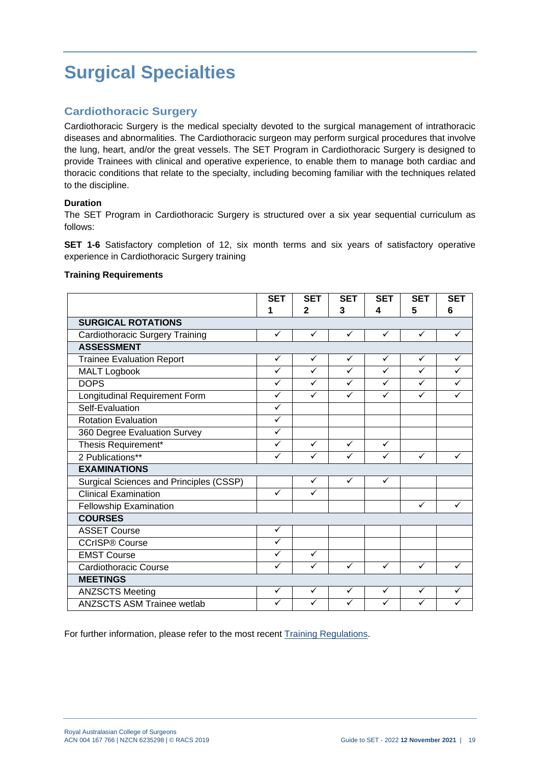# Surgical Specialties

## Cardiothoracic Surgery

Cardiothoracic Surgery is the medical specialty devoted to the surgical management of intrathoracic diseases and abnormalities. The Cardiothoracic surgeon may perform surgical procedures that involve the lung, heart, and/or the great vessels. The SET Program in Cardiothoracic Surgery is designed to provide Trainees with clinical and operative experience, to enable them to manage both cardiac and thoracic conditions that relate to the specialty, including becoming familiar with the techniques related to the discipline.

**Duration**

The SET Program in Cardiothoracic Surgery is structured over a six year sequential curriculum as follows:

**SET 1-6** Satisfactory completion of 12, six month terms and six years of satisfactory operative experience in Cardiothoracic Surgery training

**Training Requirements**

| | SET 1 | SET 2 | SET 3 | SET 4 | SET 5 | SET 6 |
|---|---|---|---|---|---|---|
| **SURGICAL ROTATIONS** | | | | | | |
| Cardiothoracic Surgery Training | ✓ | ✓ | ✓ | ✓ | ✓ | ✓ |
| **ASSESSMENT** | | | | | | |
| Trainee Evaluation Report | ✓ | ✓ | ✓ | ✓ | ✓ | ✓ |
| MALT Logbook | ✓ | ✓ | ✓ | ✓ | ✓ | ✓ |
| DOPS | ✓ | ✓ | ✓ | ✓ | ✓ | ✓ |
| Longitudinal Requirement Form | ✓ | ✓ | ✓ | ✓ | ✓ | ✓ |
| Self-Evaluation | ✓ | | | | | |
| Rotation Evaluation | ✓ | | | | | |
| 360 Degree Evaluation Survey | ✓ | | | | | |
| Thesis Requirement* | ✓ | ✓ | ✓ | ✓ | | |
| 2 Publications** | ✓ | ✓ | ✓ | ✓ | ✓ | ✓ |
| **EXAMINATIONS** | | | | | | |
| Surgical Sciences and Principles (CSSP) | | ✓ | ✓ | ✓ | | |
| Clinical Examination | ✓ | ✓ | | | | |
| Fellowship Examination | | | | | ✓ | ✓ |
| **COURSES** | | | | | | |
| ASSET Course | ✓ | | | | | |
| CCrISP® Course | ✓ | | | | | |
| EMST Course | ✓ | ✓ | | | | |
| Cardiothoracic Course | ✓ | ✓ | ✓ | ✓ | ✓ | ✓ |
| **MEETINGS** | | | | | | |
| ANZSCTS Meeting | ✓ | ✓ | ✓ | ✓ | ✓ | ✓ |
| ANZSCTS ASM Trainee wetlab | ✓ | ✓ | ✓ | ✓ | ✓ | ✓ |

For further information, please refer to the most recent Training Regulations.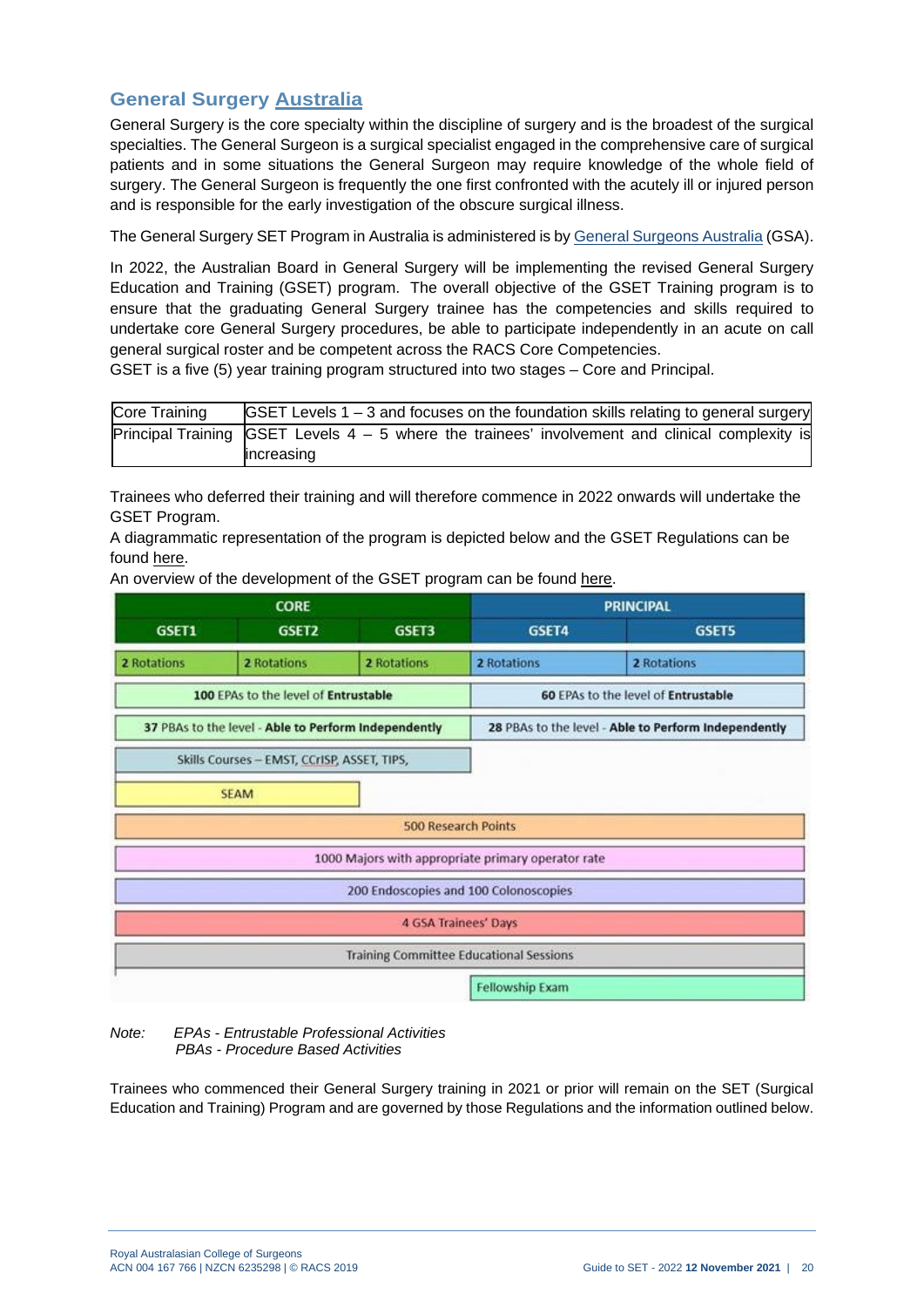## General Surgery Australia

General Surgery is the core specialty within the discipline of surgery and is the broadest of the surgical specialties. The General Surgeon is a surgical specialist engaged in the comprehensive care of surgical patients and in some situations the General Surgeon may require knowledge of the whole field of surgery. The General Surgeon is frequently the one first confronted with the acutely ill or injured person and is responsible for the early investigation of the obscure surgical illness.

The General Surgery SET Program in Australia is administered is by General Surgeons Australia (GSA).

In 2022, the Australian Board in General Surgery will be implementing the revised General Surgery Education and Training (GSET) program. The overall objective of the GSET Training program is to ensure that the graduating General Surgery trainee has the competencies and skills required to undertake core General Surgery procedures, be able to participate independently in an acute on call general surgical roster and be competent across the RACS Core Competencies.
GSET is a five (5) year training program structured into two stages – Core and Principal.

| Core Training | GSET Levels 1 – 3 and focuses on the foundation skills relating to general surgery |
|---|---|
| Principal Training | GSET Levels 4 – 5 where the trainees' involvement and clinical complexity is increasing |

Trainees who deferred their training and will therefore commence in 2022 onwards will undertake the GSET Program.
A diagrammatic representation of the program is depicted below and the GSET Regulations can be found here.
An overview of the development of the GSET program can be found here.

| CORE | | | PRINCIPAL | |
|---|---|---|---|---|
| GSET1 | GSET2 | GSET3 | GSET4 | GSET5 |
| 2 Rotations | 2 Rotations | 2 Rotations | 2 Rotations | 2 Rotations |
| 100 EPAs to the level of **Entrustable** | | | 60 EPAs to the level of **Entrustable** | |
| 37 PBAs to the level - **Able to Perform Independently** | | | 28 PBAs to the level - **Able to Perform Independently** | |
| Skills Courses – EMST, CCrISP, ASSET, TIPS, | | | | |
| SEAM | | | | |
| 500 Research Points | | | | |
| 1000 Majors with appropriate primary operator rate | | | | |
| 200 Endoscopies and 100 Colonoscopies | | | | |
| 4 GSA Trainees' Days | | | | |
| Training Committee Educational Sessions | | | | |
| | | | Fellowship Exam | |

*Note: EPAs - Entrustable Professional Activities*
*PBAs - Procedure Based Activities*

Trainees who commenced their General Surgery training in 2021 or prior will remain on the SET (Surgical Education and Training) Program and are governed by those Regulations and the information outlined below.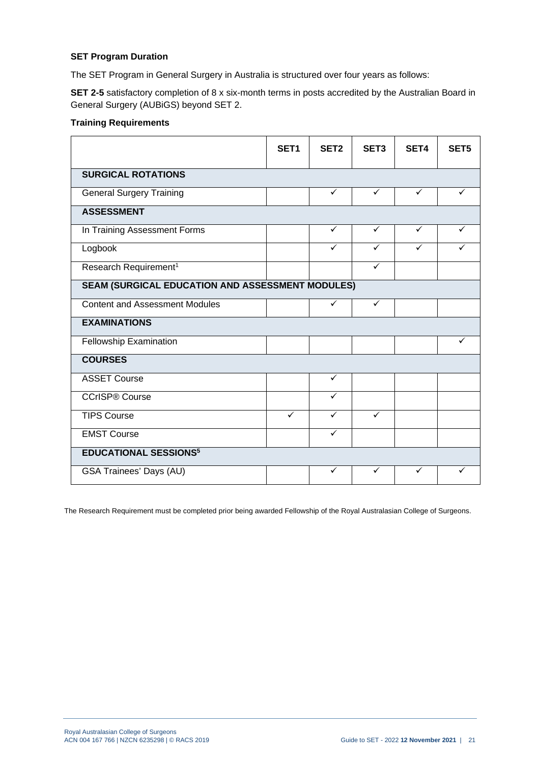### SET Program Duration

The SET Program in General Surgery in Australia is structured over four years as follows:

**SET 2-5** satisfactory completion of 8 x six-month terms in posts accredited by the Australian Board in General Surgery (AUBiGS) beyond SET 2.

### Training Requirements

| | SET1 | SET2 | SET3 | SET4 | SET5 |
|---|---|---|---|---|---|
| **SURGICAL ROTATIONS** | | | | | |
| General Surgery Training | | ✓ | ✓ | ✓ | ✓ |
| **ASSESSMENT** | | | | | |
| In Training Assessment Forms | | ✓ | ✓ | ✓ | ✓ |
| Logbook | | ✓ | ✓ | ✓ | ✓ |
| Research Requirement[1] | | | ✓ | | |
| **SEAM (SURGICAL EDUCATION AND ASSESSMENT MODULES)** | | | | | |
| Content and Assessment Modules | | ✓ | ✓ | | |
| **EXAMINATIONS** | | | | | |
| Fellowship Examination | | | | | ✓ |
| **COURSES** | | | | | |
| ASSET Course | | ✓ | | | |
| CCrISP® Course | | ✓ | | | |
| TIPS Course | ✓ | ✓ | ✓ | | |
| EMST Course | | ✓ | | | |
| **EDUCATIONAL SESSIONS[5]** | | | | | |
| GSA Trainees' Days (AU) | | ✓ | ✓ | ✓ | ✓ |

The Research Requirement must be completed prior being awarded Fellowship of the Royal Australasian College of Surgeons.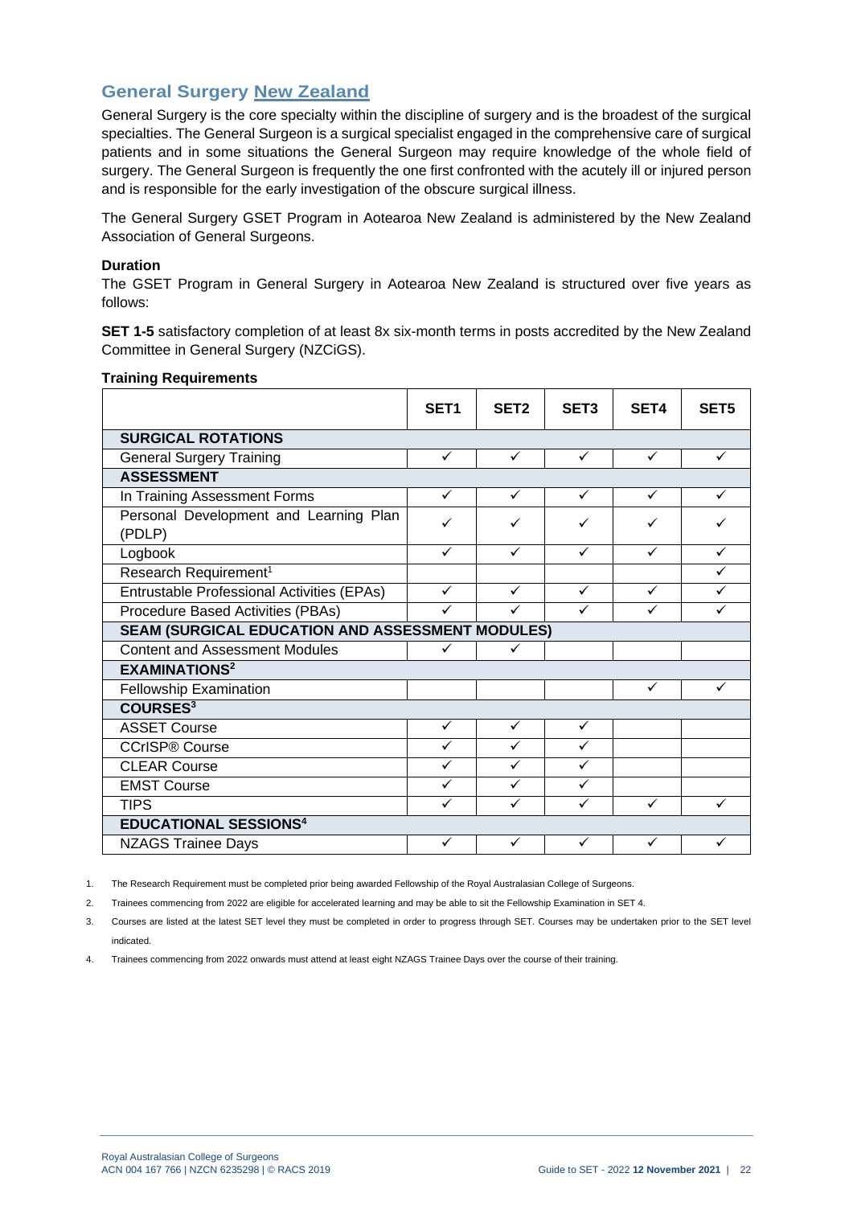## General Surgery New Zealand

General Surgery is the core specialty within the discipline of surgery and is the broadest of the surgical specialties. The General Surgeon is a surgical specialist engaged in the comprehensive care of surgical patients and in some situations the General Surgeon may require knowledge of the whole field of surgery. The General Surgeon is frequently the one first confronted with the acutely ill or injured person and is responsible for the early investigation of the obscure surgical illness.

The General Surgery GSET Program in Aotearoa New Zealand is administered by the New Zealand Association of General Surgeons.

**Duration**

The GSET Program in General Surgery in Aotearoa New Zealand is structured over five years as follows:

**SET 1-5** satisfactory completion of at least 8x six-month terms in posts accredited by the New Zealand Committee in General Surgery (NZCiGS).

**Training Requirements**

| | SET1 | SET2 | SET3 | SET4 | SET5 |
|---|---|---|---|---|---|
| **SURGICAL ROTATIONS** | | | | | |
| General Surgery Training | ✓ | ✓ | ✓ | ✓ | ✓ |
| **ASSESSMENT** | | | | | |
| In Training Assessment Forms | ✓ | ✓ | ✓ | ✓ | ✓ |
| Personal Development and Learning Plan (PDLP) | ✓ | ✓ | ✓ | ✓ | ✓ |
| Logbook | ✓ | ✓ | ✓ | ✓ | ✓ |
| Research Requirement[1] | | | | | ✓ |
| Entrustable Professional Activities (EPAs) | ✓ | ✓ | ✓ | ✓ | ✓ |
| Procedure Based Activities (PBAs) | ✓ | ✓ | ✓ | ✓ | ✓ |
| **SEAM (SURGICAL EDUCATION AND ASSESSMENT MODULES)** | | | | | |
| Content and Assessment Modules | ✓ | ✓ | | | |
| **EXAMINATIONS[2]** | | | | | |
| Fellowship Examination | | | | ✓ | ✓ |
| **COURSES[3]** | | | | | |
| ASSET Course | ✓ | ✓ | ✓ | | |
| CCrISP® Course | ✓ | ✓ | ✓ | | |
| CLEAR Course | ✓ | ✓ | ✓ | | |
| EMST Course | ✓ | ✓ | ✓ | | |
| TIPS | ✓ | ✓ | ✓ | ✓ | ✓ |
| **EDUCATIONAL SESSIONS[4]** | | | | | |
| NZAGS Trainee Days | ✓ | ✓ | ✓ | ✓ | ✓ |

1. The Research Requirement must be completed prior being awarded Fellowship of the Royal Australasian College of Surgeons.
2. Trainees commencing from 2022 are eligible for accelerated learning and may be able to sit the Fellowship Examination in SET 4.
3. Courses are listed at the latest SET level they must be completed in order to progress through SET. Courses may be undertaken prior to the SET level indicated.
4. Trainees commencing from 2022 onwards must attend at least eight NZAGS Trainee Days over the course of their training.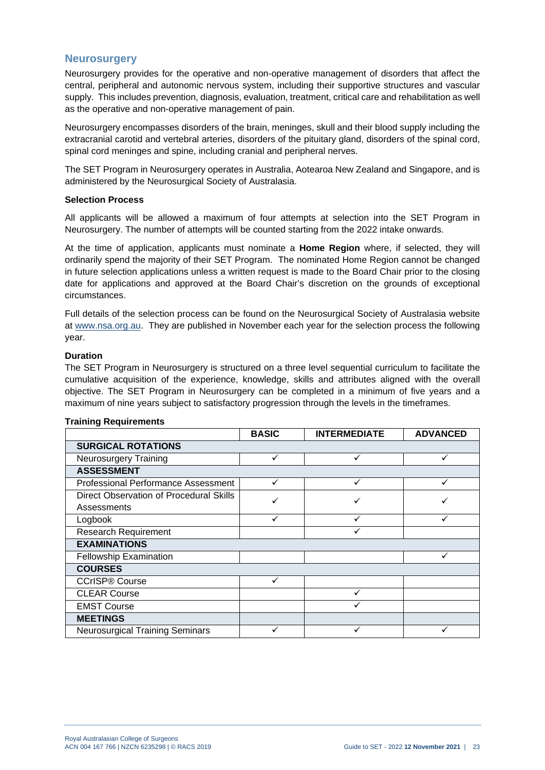## Neurosurgery

Neurosurgery provides for the operative and non-operative management of disorders that affect the central, peripheral and autonomic nervous system, including their supportive structures and vascular supply. This includes prevention, diagnosis, evaluation, treatment, critical care and rehabilitation as well as the operative and non-operative management of pain.

Neurosurgery encompasses disorders of the brain, meninges, skull and their blood supply including the extracranial carotid and vertebral arteries, disorders of the pituitary gland, disorders of the spinal cord, spinal cord meninges and spine, including cranial and peripheral nerves.

The SET Program in Neurosurgery operates in Australia, Aotearoa New Zealand and Singapore, and is administered by the Neurosurgical Society of Australasia.

### Selection Process

All applicants will be allowed a maximum of four attempts at selection into the SET Program in Neurosurgery. The number of attempts will be counted starting from the 2022 intake onwards.

At the time of application, applicants must nominate a **Home Region** where, if selected, they will ordinarily spend the majority of their SET Program. The nominated Home Region cannot be changed in future selection applications unless a written request is made to the Board Chair prior to the closing date for applications and approved at the Board Chair's discretion on the grounds of exceptional circumstances.

Full details of the selection process can be found on the Neurosurgical Society of Australasia website at www.nsa.org.au. They are published in November each year for the selection process the following year.

### Duration

The SET Program in Neurosurgery is structured on a three level sequential curriculum to facilitate the cumulative acquisition of the experience, knowledge, skills and attributes aligned with the overall objective. The SET Program in Neurosurgery can be completed in a minimum of five years and a maximum of nine years subject to satisfactory progression through the levels in the timeframes.

### Training Requirements

| | BASIC | INTERMEDIATE | ADVANCED |
|---|---|---|---|
| **SURGICAL ROTATIONS** | | | |
| Neurosurgery Training | ✓ | ✓ | ✓ |
| **ASSESSMENT** | | | |
| Professional Performance Assessment | ✓ | ✓ | ✓ |
| Direct Observation of Procedural Skills Assessments | ✓ | ✓ | ✓ |
| Logbook | ✓ | ✓ | ✓ |
| Research Requirement | | ✓ | |
| **EXAMINATIONS** | | | |
| Fellowship Examination | | | ✓ |
| **COURSES** | | | |
| CCrISP® Course | ✓ | | |
| CLEAR Course | | ✓ | |
| EMST Course | | ✓ | |
| **MEETINGS** | | | |
| Neurosurgical Training Seminars | ✓ | ✓ | ✓ |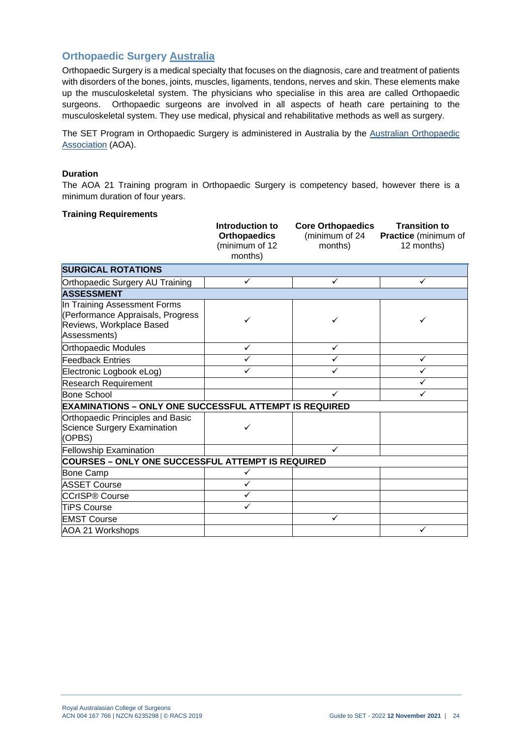## Orthopaedic Surgery Australia

Orthopaedic Surgery is a medical specialty that focuses on the diagnosis, care and treatment of patients with disorders of the bones, joints, muscles, ligaments, tendons, nerves and skin. These elements make up the musculoskeletal system. The physicians who specialise in this area are called Orthopaedic surgeons. Orthopaedic surgeons are involved in all aspects of heath care pertaining to the musculoskeletal system. They use medical, physical and rehabilitative methods as well as surgery.

The SET Program in Orthopaedic Surgery is administered in Australia by the Australian Orthopaedic Association (AOA).

**Duration**

The AOA 21 Training program in Orthopaedic Surgery is competency based, however there is a minimum duration of four years.

**Training Requirements**

| | **Introduction to Orthopaedics** (minimum of 12 months) | **Core Orthopaedics** (minimum of 24 months) | **Transition to Practice** (minimum of 12 months) |
|---|---|---|---|
| **SURGICAL ROTATIONS** | | | |
| Orthopaedic Surgery AU Training | ✓ | ✓ | ✓ |
| **ASSESSMENT** | | | |
| In Training Assessment Forms (Performance Appraisals, Progress Reviews, Workplace Based Assessments) | ✓ | ✓ | ✓ |
| Orthopaedic Modules | ✓ | ✓ | |
| Feedback Entries | ✓ | ✓ | ✓ |
| Electronic Logbook eLog) | ✓ | ✓ | ✓ |
| Research Requirement | | | ✓ |
| Bone School | | ✓ | ✓ |
| **EXAMINATIONS – ONLY ONE SUCCESSFUL ATTEMPT IS REQUIRED** | | | |
| Orthopaedic Principles and Basic Science Surgery Examination (OPBS) | ✓ | | |
| Fellowship Examination | | ✓ | |
| **COURSES – ONLY ONE SUCCESSFUL ATTEMPT IS REQUIRED** | | | |
| Bone Camp | ✓ | | |
| ASSET Course | ✓ | | |
| CCrISP® Course | ✓ | | |
| TiPS Course | ✓ | | |
| EMST Course | | ✓ | |
| AOA 21 Workshops | | | ✓ |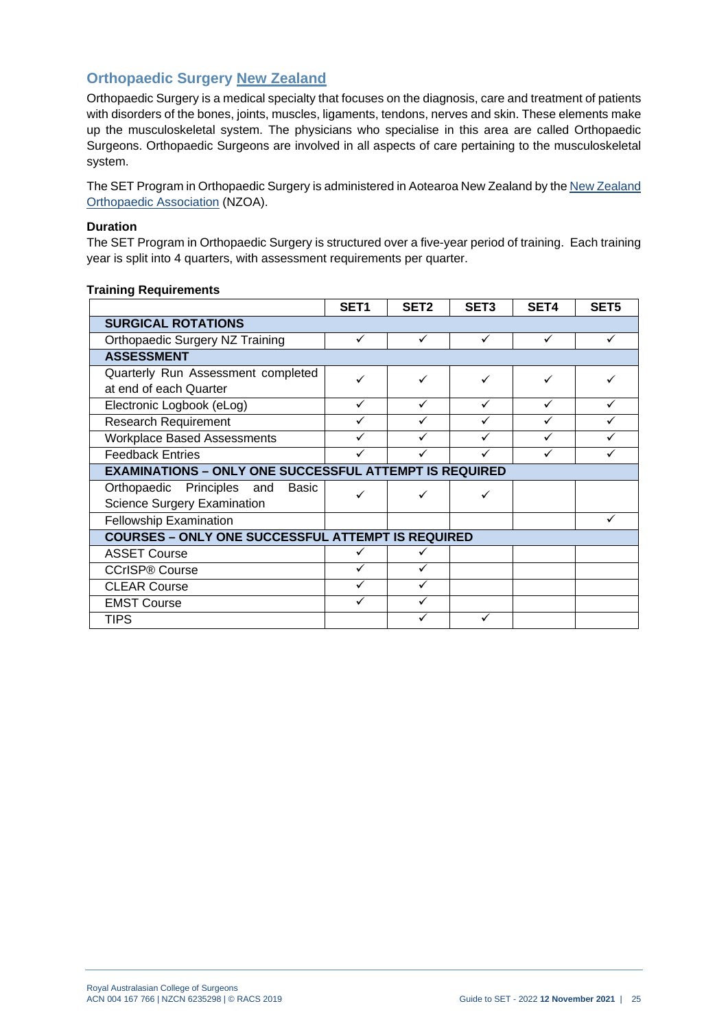## Orthopaedic Surgery New Zealand

Orthopaedic Surgery is a medical specialty that focuses on the diagnosis, care and treatment of patients with disorders of the bones, joints, muscles, ligaments, tendons, nerves and skin. These elements make up the musculoskeletal system. The physicians who specialise in this area are called Orthopaedic Surgeons. Orthopaedic Surgeons are involved in all aspects of care pertaining to the musculoskeletal system.

The SET Program in Orthopaedic Surgery is administered in Aotearoa New Zealand by the New Zealand Orthopaedic Association (NZOA).

**Duration**

The SET Program in Orthopaedic Surgery is structured over a five-year period of training. Each training year is split into 4 quarters, with assessment requirements per quarter.

**Training Requirements**

| | SET1 | SET2 | SET3 | SET4 | SET5 |
|---|---|---|---|---|---|
| **SURGICAL ROTATIONS** | | | | | |
| Orthopaedic Surgery NZ Training | ✓ | ✓ | ✓ | ✓ | ✓ |
| **ASSESSMENT** | | | | | |
| Quarterly Run Assessment completed at end of each Quarter | ✓ | ✓ | ✓ | ✓ | ✓ |
| Electronic Logbook (eLog) | ✓ | ✓ | ✓ | ✓ | ✓ |
| Research Requirement | ✓ | ✓ | ✓ | ✓ | ✓ |
| Workplace Based Assessments | ✓ | ✓ | ✓ | ✓ | ✓ |
| Feedback Entries | ✓ | ✓ | ✓ | ✓ | ✓ |
| **EXAMINATIONS – ONLY ONE SUCCESSFUL ATTEMPT IS REQUIRED** | | | | | |
| Orthopaedic Principles and Basic Science Surgery Examination | ✓ | ✓ | ✓ | | |
| Fellowship Examination | | | | | ✓ |
| **COURSES – ONLY ONE SUCCESSFUL ATTEMPT IS REQUIRED** | | | | | |
| ASSET Course | ✓ | ✓ | | | |
| CCrISP® Course | ✓ | ✓ | | | |
| CLEAR Course | ✓ | ✓ | | | |
| EMST Course | ✓ | ✓ | | | |
| TIPS | | ✓ | ✓ | | |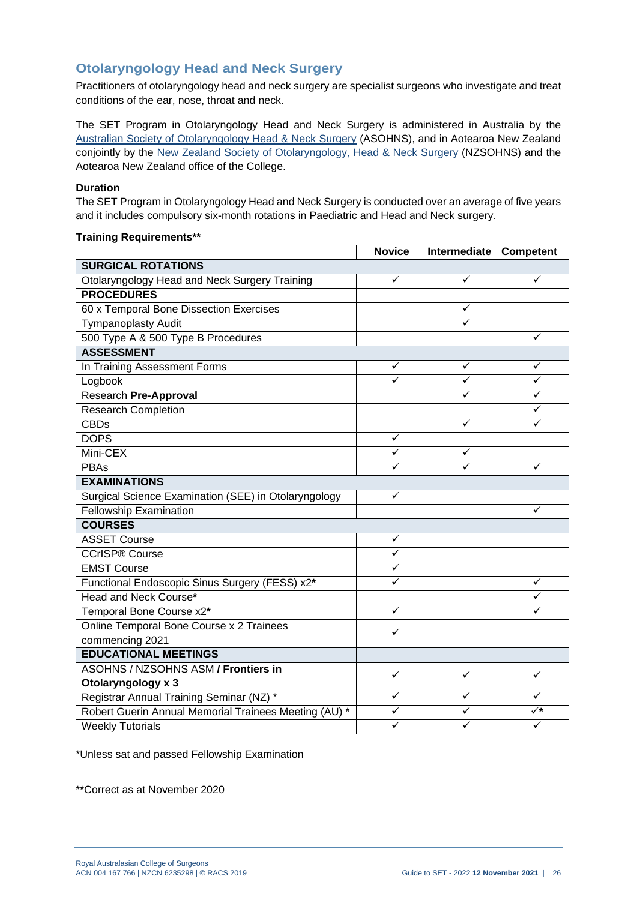## Otolaryngology Head and Neck Surgery

Practitioners of otolaryngology head and neck surgery are specialist surgeons who investigate and treat conditions of the ear, nose, throat and neck.

The SET Program in Otolaryngology Head and Neck Surgery is administered in Australia by the Australian Society of Otolaryngology Head & Neck Surgery (ASOHNS), and in Aotearoa New Zealand conjointly by the New Zealand Society of Otolaryngology, Head & Neck Surgery (NZSOHNS) and the Aotearoa New Zealand office of the College.

**Duration**

The SET Program in Otolaryngology Head and Neck Surgery is conducted over an average of five years and it includes compulsory six-month rotations in Paediatric and Head and Neck surgery.

**Training Requirements****

| | Novice | Intermediate | Competent |
|---|---|---|---|
| **SURGICAL ROTATIONS** | | | |
| Otolaryngology Head and Neck Surgery Training | ✓ | ✓ | ✓ |
| **PROCEDURES** | | | |
| 60 x Temporal Bone Dissection Exercises | | ✓ | |
| Tympanoplasty Audit | | ✓ | |
| 500 Type A & 500 Type B Procedures | | | ✓ |
| **ASSESSMENT** | | | |
| In Training Assessment Forms | ✓ | ✓ | ✓ |
| Logbook | ✓ | ✓ | ✓ |
| Research **Pre-Approval** | | ✓ | ✓ |
| Research Completion | | | ✓ |
| CBDs | | ✓ | ✓ |
| DOPS | ✓ | | |
| Mini-CEX | ✓ | ✓ | |
| PBAs | ✓ | ✓ | ✓ |
| **EXAMINATIONS** | | | |
| Surgical Science Examination (SEE) in Otolaryngology | ✓ | | |
| Fellowship Examination | | | ✓ |
| **COURSES** | | | |
| ASSET Course | ✓ | | |
| CCrISP® Course | ✓ | | |
| EMST Course | ✓ | | |
| Functional Endoscopic Sinus Surgery (FESS) x2***** | ✓ | | ✓ |
| Head and Neck Course***** | | | ✓ |
| Temporal Bone Course x2***** | ✓ | | ✓ |
| Online Temporal Bone Course x 2 Trainees commencing 2021 | ✓ | | |
| **EDUCATIONAL MEETINGS** | | | |
| ASOHNS / NZSOHNS ASM **/ Frontiers in Otolaryngology x 3** | ✓ | ✓ | ✓ |
| Registrar Annual Training Seminar (NZ) * | ✓ | ✓ | ✓ |
| Robert Guerin Annual Memorial Trainees Meeting (AU) * | ✓ | ✓ | ✓* |
| Weekly Tutorials | ✓ | ✓ | ✓ |

*Unless sat and passed Fellowship Examination

**Correct as at November 2020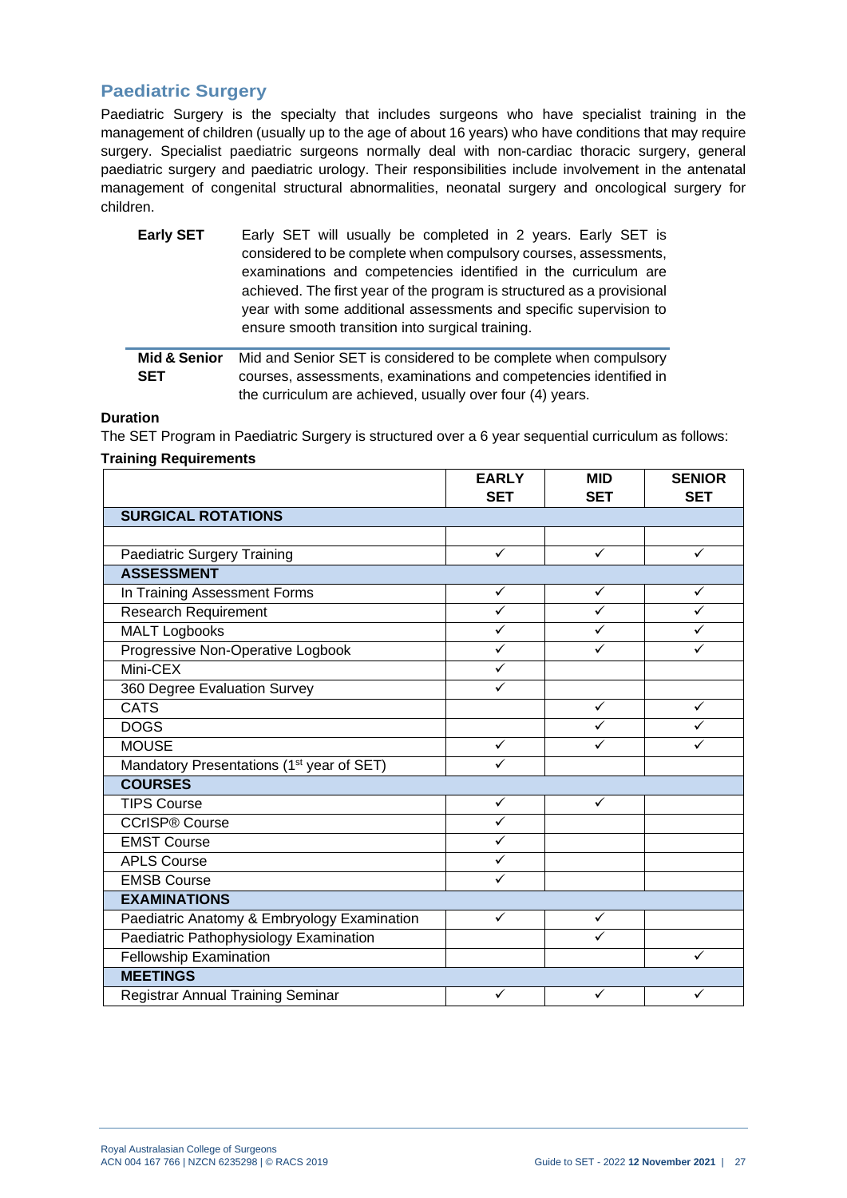## Paediatric Surgery

Paediatric Surgery is the specialty that includes surgeons who have specialist training in the management of children (usually up to the age of about 16 years) who have conditions that may require surgery. Specialist paediatric surgeons normally deal with non-cardiac thoracic surgery, general paediatric surgery and paediatric urology. Their responsibilities include involvement in the antenatal management of congenital structural abnormalities, neonatal surgery and oncological surgery for children.

| | |
|---|---|
| **Early SET** | Early SET will usually be completed in 2 years. Early SET is considered to be complete when compulsory courses, assessments, examinations and competencies identified in the curriculum are achieved. The first year of the program is structured as a provisional year with some additional assessments and specific supervision to ensure smooth transition into surgical training. |
| **Mid & Senior SET** | Mid and Senior SET is considered to be complete when compulsory courses, assessments, examinations and competencies identified in the curriculum are achieved, usually over four (4) years. |

**Duration**

The SET Program in Paediatric Surgery is structured over a 6 year sequential curriculum as follows:

**Training Requirements**

| | EARLY SET | MID SET | SENIOR SET |
|---|---|---|---|
| **SURGICAL ROTATIONS** | | | |
| | | | |
| Paediatric Surgery Training | ✓ | ✓ | ✓ |
| **ASSESSMENT** | | | |
| In Training Assessment Forms | ✓ | ✓ | ✓ |
| Research Requirement | ✓ | ✓ | ✓ |
| MALT Logbooks | ✓ | ✓ | ✓ |
| Progressive Non-Operative Logbook | ✓ | ✓ | ✓ |
| Mini-CEX | ✓ | | |
| 360 Degree Evaluation Survey | ✓ | | |
| CATS | | ✓ | ✓ |
| DOGS | | ✓ | ✓ |
| MOUSE | ✓ | ✓ | ✓ |
| Mandatory Presentations (1st year of SET) | ✓ | | |
| **COURSES** | | | |
| TIPS Course | ✓ | ✓ | |
| CCrISP® Course | ✓ | | |
| EMST Course | ✓ | | |
| APLS Course | ✓ | | |
| EMSB Course | ✓ | | |
| **EXAMINATIONS** | | | |
| Paediatric Anatomy & Embryology Examination | ✓ | ✓ | |
| Paediatric Pathophysiology Examination | | ✓ | |
| Fellowship Examination | | | ✓ |
| **MEETINGS** | | | |
| Registrar Annual Training Seminar | ✓ | ✓ | ✓ |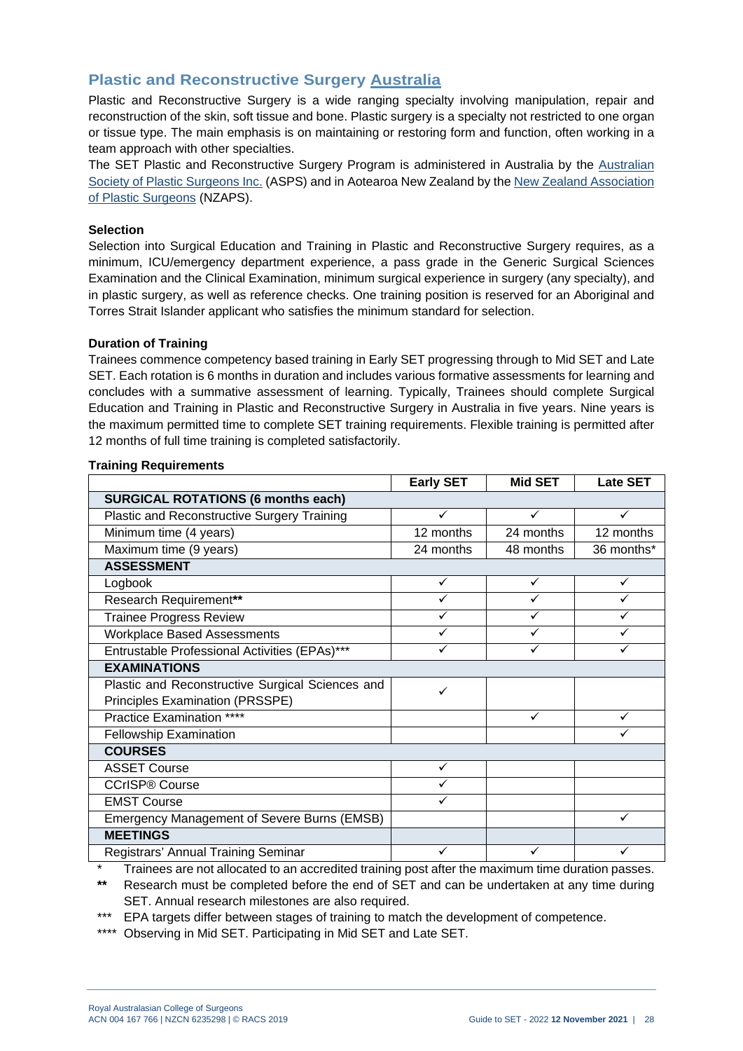## Plastic and Reconstructive Surgery Australia

Plastic and Reconstructive Surgery is a wide ranging specialty involving manipulation, repair and reconstruction of the skin, soft tissue and bone. Plastic surgery is a specialty not restricted to one organ or tissue type. The main emphasis is on maintaining or restoring form and function, often working in a team approach with other specialties.

The SET Plastic and Reconstructive Surgery Program is administered in Australia by the Australian Society of Plastic Surgeons Inc. (ASPS) and in Aotearoa New Zealand by the New Zealand Association of Plastic Surgeons (NZAPS).

### Selection

Selection into Surgical Education and Training in Plastic and Reconstructive Surgery requires, as a minimum, ICU/emergency department experience, a pass grade in the Generic Surgical Sciences Examination and the Clinical Examination, minimum surgical experience in surgery (any specialty), and in plastic surgery, as well as reference checks. One training position is reserved for an Aboriginal and Torres Strait Islander applicant who satisfies the minimum standard for selection.

### Duration of Training

Trainees commence competency based training in Early SET progressing through to Mid SET and Late SET. Each rotation is 6 months in duration and includes various formative assessments for learning and concludes with a summative assessment of learning. Typically, Trainees should complete Surgical Education and Training in Plastic and Reconstructive Surgery in Australia in five years. Nine years is the maximum permitted time to complete SET training requirements. Flexible training is permitted after 12 months of full time training is completed satisfactorily.

### Training Requirements

| | Early SET | Mid SET | Late SET |
|---|---|---|---|
| **SURGICAL ROTATIONS (6 months each)** | | | |
| Plastic and Reconstructive Surgery Training | ✓ | ✓ | ✓ |
| Minimum time (4 years) | 12 months | 24 months | 12 months |
| Maximum time (9 years) | 24 months | 48 months | 36 months* |
| **ASSESSMENT** | | | |
| Logbook | ✓ | ✓ | ✓ |
| Research Requirement** | ✓ | ✓ | ✓ |
| Trainee Progress Review | ✓ | ✓ | ✓ |
| Workplace Based Assessments | ✓ | ✓ | ✓ |
| Entrustable Professional Activities (EPAs)*** | ✓ | ✓ | ✓ |
| **EXAMINATIONS** | | | |
| Plastic and Reconstructive Surgical Sciences and Principles Examination (PRSSPE) | ✓ | | |
| Practice Examination **** | | ✓ | ✓ |
| Fellowship Examination | | | ✓ |
| **COURSES** | | | |
| ASSET Course | ✓ | | |
| CCrISP® Course | ✓ | | |
| EMST Course | ✓ | | |
| Emergency Management of Severe Burns (EMSB) | | | ✓ |
| **MEETINGS** | | | |
| Registrars' Annual Training Seminar | ✓ | ✓ | ✓ |

\* Trainees are not allocated to an accredited training post after the maximum time duration passes.

** Research must be completed before the end of SET and can be undertaken at any time during SET. Annual research milestones are also required.

*** EPA targets differ between stages of training to match the development of competence.

**** Observing in Mid SET. Participating in Mid SET and Late SET.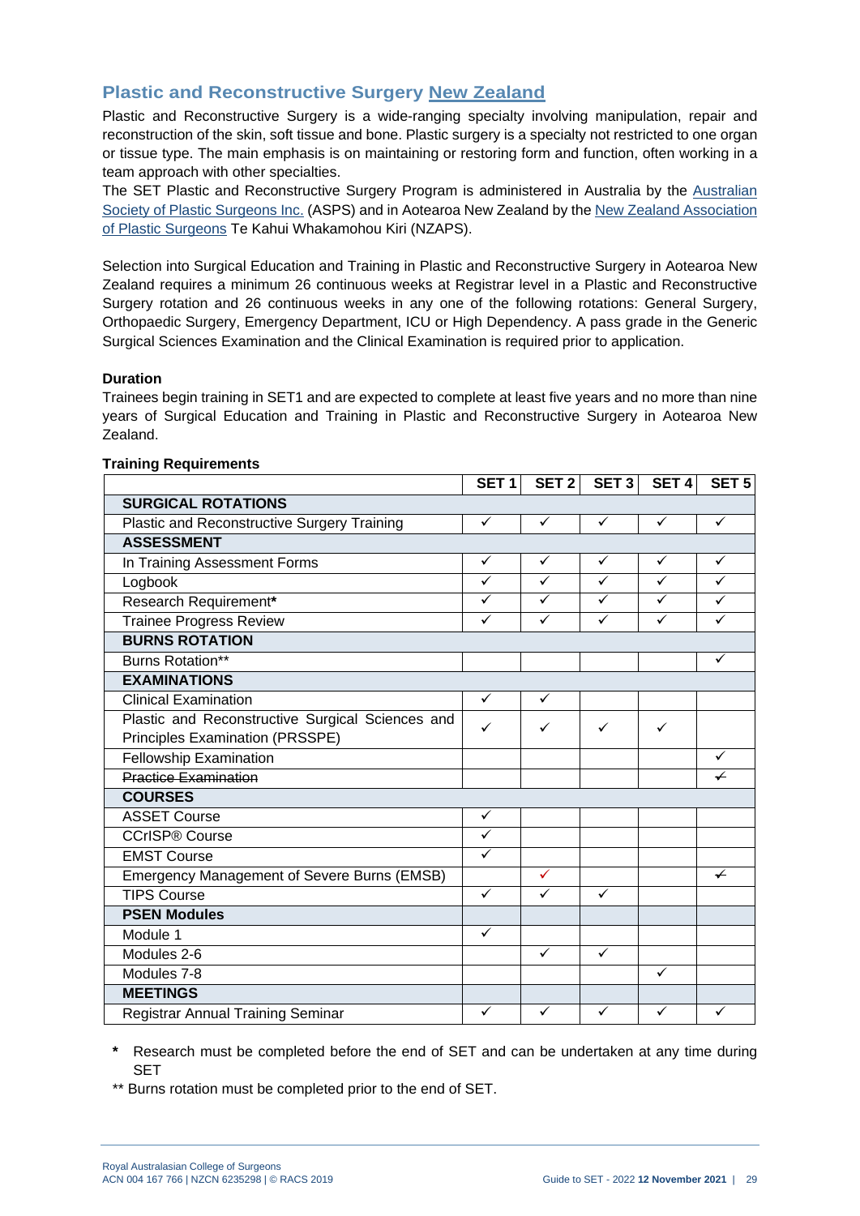## Plastic and Reconstructive Surgery New Zealand

Plastic and Reconstructive Surgery is a wide-ranging specialty involving manipulation, repair and reconstruction of the skin, soft tissue and bone. Plastic surgery is a specialty not restricted to one organ or tissue type. The main emphasis is on maintaining or restoring form and function, often working in a team approach with other specialties.

The SET Plastic and Reconstructive Surgery Program is administered in Australia by the Australian Society of Plastic Surgeons Inc. (ASPS) and in Aotearoa New Zealand by the New Zealand Association of Plastic Surgeons Te Kahui Whakamohou Kiri (NZAPS).

Selection into Surgical Education and Training in Plastic and Reconstructive Surgery in Aotearoa New Zealand requires a minimum 26 continuous weeks at Registrar level in a Plastic and Reconstructive Surgery rotation and 26 continuous weeks in any one of the following rotations: General Surgery, Orthopaedic Surgery, Emergency Department, ICU or High Dependency. A pass grade in the Generic Surgical Sciences Examination and the Clinical Examination is required prior to application.

**Duration**

Trainees begin training in SET1 and are expected to complete at least five years and no more than nine years of Surgical Education and Training in Plastic and Reconstructive Surgery in Aotearoa New Zealand.

**Training Requirements**

| | SET 1 | SET 2 | SET 3 | SET 4 | SET 5 |
|---|---|---|---|---|---|
| **SURGICAL ROTATIONS** | | | | | |
| Plastic and Reconstructive Surgery Training | ✓ | ✓ | ✓ | ✓ | ✓ |
| **ASSESSMENT** | | | | | |
| In Training Assessment Forms | ✓ | ✓ | ✓ | ✓ | ✓ |
| Logbook | ✓ | ✓ | ✓ | ✓ | ✓ |
| Research Requirement* | ✓ | ✓ | ✓ | ✓ | ✓ |
| Trainee Progress Review | ✓ | ✓ | ✓ | ✓ | ✓ |
| **BURNS ROTATION** | | | | | |
| Burns Rotation** | | | | | ✓ |
| **EXAMINATIONS** | | | | | |
| Clinical Examination | ✓ | ✓ | | | |
| Plastic and Reconstructive Surgical Sciences and Principles Examination (PRSSPE) | ✓ | ✓ | ✓ | ✓ | |
| Fellowship Examination | | | | | ✓ |
| ~~Practice Examination~~ | | | | | ~~✓~~ |
| **COURSES** | | | | | |
| ASSET Course | ✓ | | | | |
| CCrISP® Course | ✓ | | | | |
| EMST Course | ✓ | | | | |
| Emergency Management of Severe Burns (EMSB) | | ✓ | | | ~~✓~~ |
| TIPS Course | ✓ | ✓ | ✓ | | |
| **PSEN Modules** | | | | | |
| Module 1 | ✓ | | | | |
| Modules 2-6 | | ✓ | ✓ | | |
| Modules 7-8 | | | | ✓ | |
| **MEETINGS** | | | | | |
| Registrar Annual Training Seminar | ✓ | ✓ | ✓ | ✓ | ✓ |

\* Research must be completed before the end of SET and can be undertaken at any time during SET

** Burns rotation must be completed prior to the end of SET.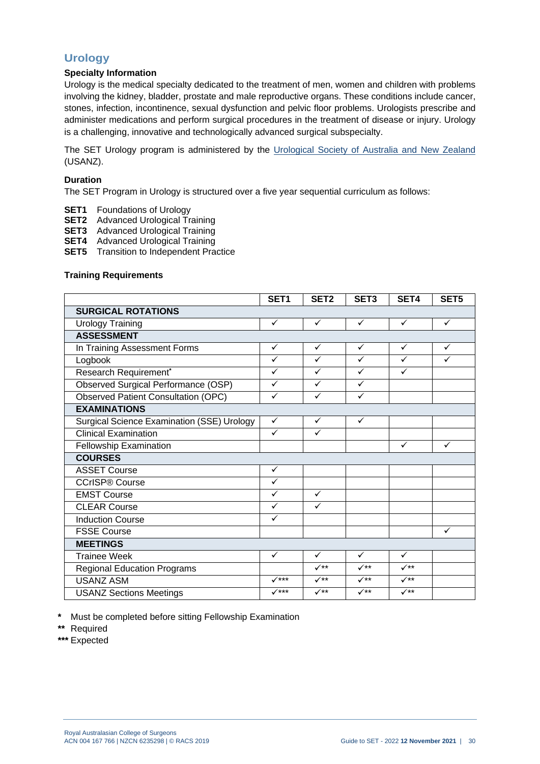## Urology

### Specialty Information

Urology is the medical specialty dedicated to the treatment of men, women and children with problems involving the kidney, bladder, prostate and male reproductive organs. These conditions include cancer, stones, infection, incontinence, sexual dysfunction and pelvic floor problems. Urologists prescribe and administer medications and perform surgical procedures in the treatment of disease or injury. Urology is a challenging, innovative and technologically advanced surgical subspecialty.

The SET Urology program is administered by the Urological Society of Australia and New Zealand (USANZ).

### Duration

The SET Program in Urology is structured over a five year sequential curriculum as follows:

**SET1** Foundations of Urology
**SET2** Advanced Urological Training
**SET3** Advanced Urological Training
**SET4** Advanced Urological Training
**SET5** Transition to Independent Practice

### Training Requirements

| | SET1 | SET2 | SET3 | SET4 | SET5 |
|---|---|---|---|---|---|
| **SURGICAL ROTATIONS** | | | | | |
| Urology Training | ✓ | ✓ | ✓ | ✓ | ✓ |
| **ASSESSMENT** | | | | | |
| In Training Assessment Forms | ✓ | ✓ | ✓ | ✓ | ✓ |
| Logbook | ✓ | ✓ | ✓ | ✓ | ✓ |
| Research Requirement* | ✓ | ✓ | ✓ | ✓ | |
| Observed Surgical Performance (OSP) | ✓ | ✓ | ✓ | | |
| Observed Patient Consultation (OPC) | ✓ | ✓ | ✓ | | |
| **EXAMINATIONS** | | | | | |
| Surgical Science Examination (SSE) Urology | ✓ | ✓ | ✓ | | |
| Clinical Examination | ✓ | ✓ | | | |
| Fellowship Examination | | | | ✓ | ✓ |
| **COURSES** | | | | | |
| ASSET Course | ✓ | | | | |
| CCrISP® Course | ✓ | | | | |
| EMST Course | ✓ | ✓ | | | |
| CLEAR Course | ✓ | ✓ | | | |
| Induction Course | ✓ | | | | |
| FSSE Course | | | | | ✓ |
| **MEETINGS** | | | | | |
| Trainee Week | ✓ | ✓ | ✓ | ✓ | |
| Regional Education Programs | | ✓** | ✓** | ✓** | |
| USANZ ASM | ✓*** | ✓** | ✓** | ✓** | |
| USANZ Sections Meetings | ✓*** | ✓** | ✓** | ✓** | |

**\*** Must be completed before sitting Fellowship Examination
**\*\*** Required
**\*\*\*** Expected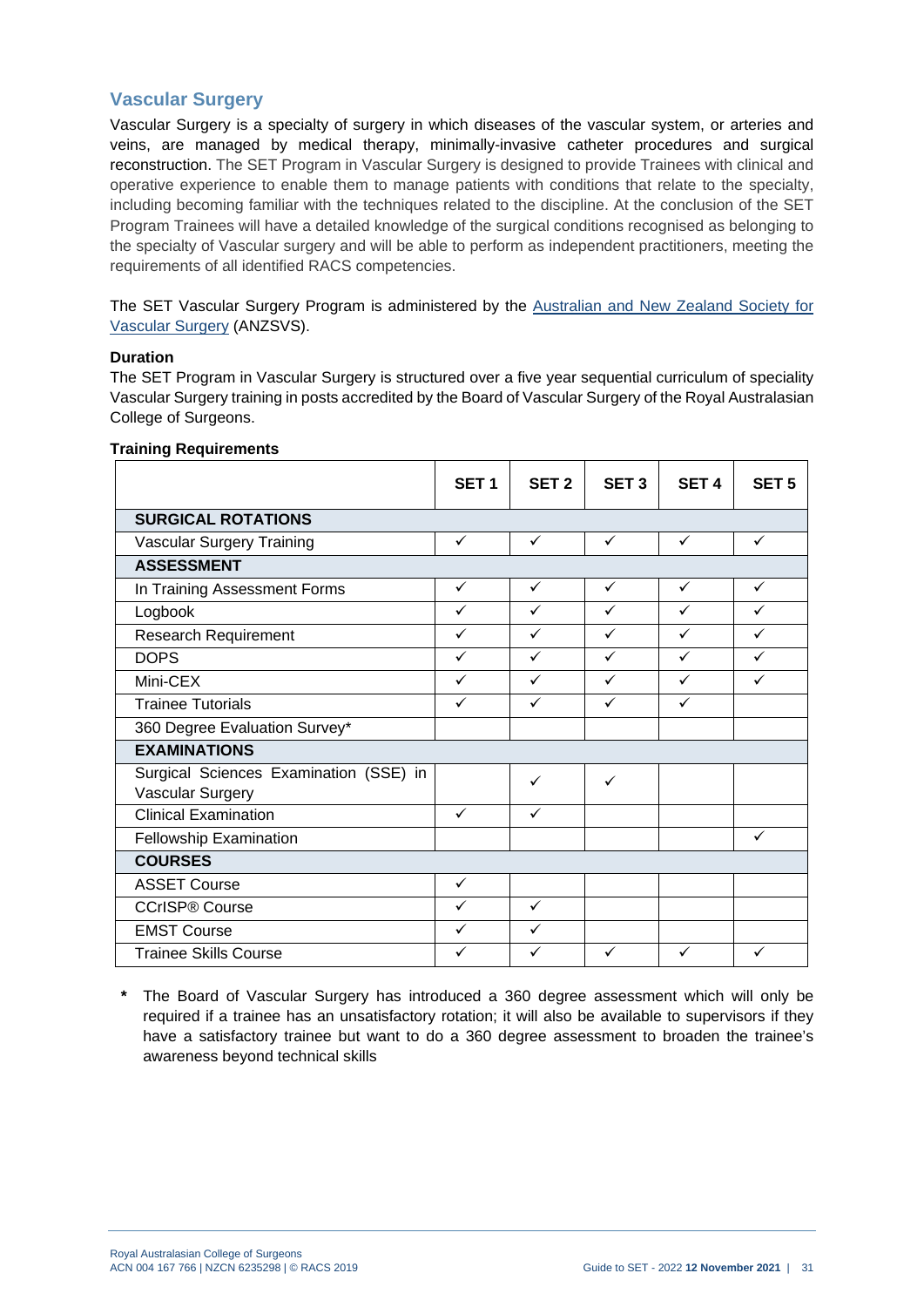## Vascular Surgery

Vascular Surgery is a specialty of surgery in which diseases of the vascular system, or arteries and veins, are managed by medical therapy, minimally-invasive catheter procedures and surgical reconstruction. The SET Program in Vascular Surgery is designed to provide Trainees with clinical and operative experience to enable them to manage patients with conditions that relate to the specialty, including becoming familiar with the techniques related to the discipline. At the conclusion of the SET Program Trainees will have a detailed knowledge of the surgical conditions recognised as belonging to the specialty of Vascular surgery and will be able to perform as independent practitioners, meeting the requirements of all identified RACS competencies.

The SET Vascular Surgery Program is administered by the Australian and New Zealand Society for Vascular Surgery (ANZSVS).

**Duration**

The SET Program in Vascular Surgery is structured over a five year sequential curriculum of speciality Vascular Surgery training in posts accredited by the Board of Vascular Surgery of the Royal Australasian College of Surgeons.

**Training Requirements**

| | SET 1 | SET 2 | SET 3 | SET 4 | SET 5 |
|---|---|---|---|---|---|
| **SURGICAL ROTATIONS** | | | | | |
| Vascular Surgery Training | ✓ | ✓ | ✓ | ✓ | ✓ |
| **ASSESSMENT** | | | | | |
| In Training Assessment Forms | ✓ | ✓ | ✓ | ✓ | ✓ |
| Logbook | ✓ | ✓ | ✓ | ✓ | ✓ |
| Research Requirement | ✓ | ✓ | ✓ | ✓ | ✓ |
| DOPS | ✓ | ✓ | ✓ | ✓ | ✓ |
| Mini-CEX | ✓ | ✓ | ✓ | ✓ | ✓ |
| Trainee Tutorials | ✓ | ✓ | ✓ | ✓ | |
| 360 Degree Evaluation Survey* | | | | | |
| **EXAMINATIONS** | | | | | |
| Surgical Sciences Examination (SSE) in Vascular Surgery | | ✓ | ✓ | | |
| Clinical Examination | ✓ | ✓ | | | |
| Fellowship Examination | | | | | ✓ |
| **COURSES** | | | | | |
| ASSET Course | ✓ | | | | |
| CCrISP® Course | ✓ | ✓ | | | |
| EMST Course | ✓ | ✓ | | | |
| Trainee Skills Course | ✓ | ✓ | ✓ | ✓ | ✓ |

\* The Board of Vascular Surgery has introduced a 360 degree assessment which will only be required if a trainee has an unsatisfactory rotation; it will also be available to supervisors if they have a satisfactory trainee but want to do a 360 degree assessment to broaden the trainee's awareness beyond technical skills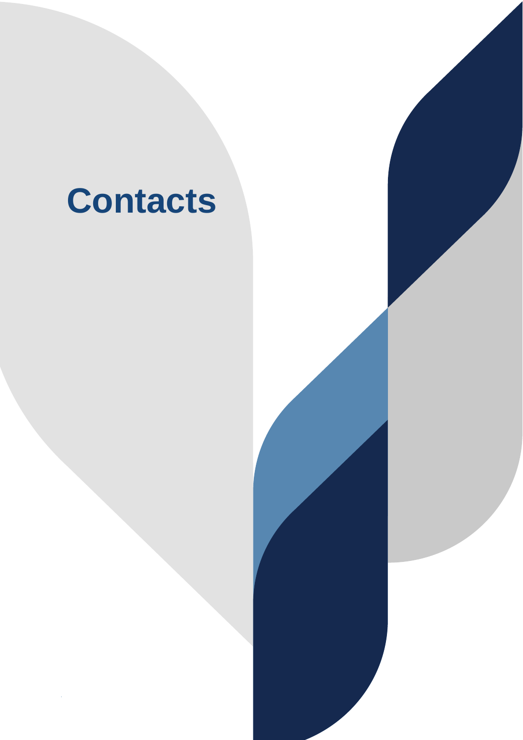# Contacts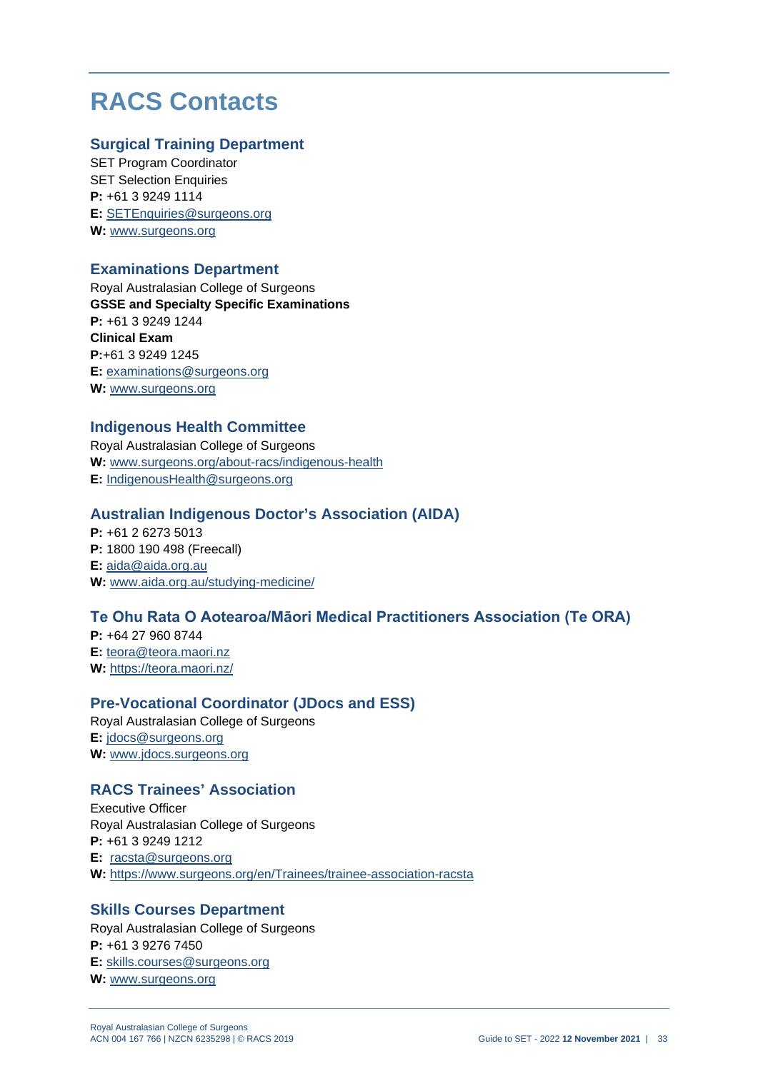# RACS Contacts

## Surgical Training Department

SET Program Coordinator
SET Selection Enquiries
**P:** +61 3 9249 1114
**E:** SETEnquiries@surgeons.org
**W:** www.surgeons.org

## Examinations Department

Royal Australasian College of Surgeons
**GSSE and Specialty Specific Examinations**
**P:** +61 3 9249 1244
**Clinical Exam**
**P:**+61 3 9249 1245
**E:** examinations@surgeons.org
**W:** www.surgeons.org

## Indigenous Health Committee

Royal Australasian College of Surgeons
**W:** www.surgeons.org/about-racs/indigenous-health
**E:** IndigenousHealth@surgeons.org

## Australian Indigenous Doctor's Association (AIDA)

**P:** +61 2 6273 5013
**P:** 1800 190 498 (Freecall)
**E:** aida@aida.org.au
**W:** www.aida.org.au/studying-medicine/

## Te Ohu Rata O Aotearoa/Māori Medical Practitioners Association (Te ORA)

**P:** +64 27 960 8744
**E:** teora@teora.maori.nz
**W:** https://teora.maori.nz/

## Pre-Vocational Coordinator (JDocs and ESS)

Royal Australasian College of Surgeons
**E:** jdocs@surgeons.org
**W:** www.jdocs.surgeons.org

## RACS Trainees' Association

Executive Officer
Royal Australasian College of Surgeons
**P:** +61 3 9249 1212
**E:** racsta@surgeons.org
**W:** https://www.surgeons.org/en/Trainees/trainee-association-racsta

## Skills Courses Department

Royal Australasian College of Surgeons
**P:** +61 3 9276 7450
**E:** skills.courses@surgeons.org
**W:** www.surgeons.org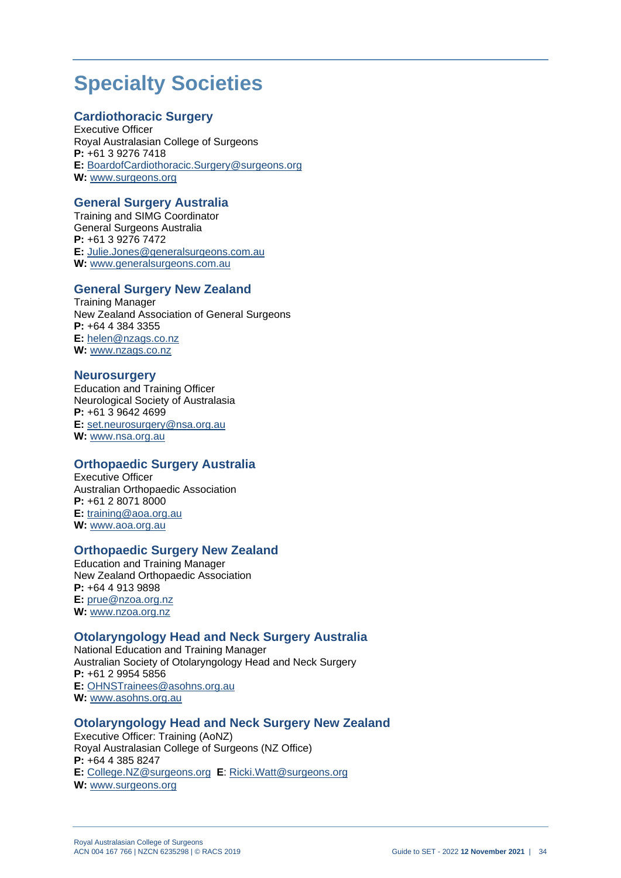# Specialty Societies

## Cardiothoracic Surgery

Executive Officer
Royal Australasian College of Surgeons
**P:** +61 3 9276 7418
**E:** BoardofCardiothoracic.Surgery@surgeons.org
**W:** www.surgeons.org

## General Surgery Australia

Training and SIMG Coordinator
General Surgeons Australia
**P:** +61 3 9276 7472
**E:** Julie.Jones@generalsurgeons.com.au
**W:** www.generalsurgeons.com.au

## General Surgery New Zealand

Training Manager
New Zealand Association of General Surgeons
**P:** +64 4 384 3355
**E:** helen@nzags.co.nz
**W:** www.nzags.co.nz

## Neurosurgery

Education and Training Officer
Neurological Society of Australasia
**P:** +61 3 9642 4699
**E:** set.neurosurgery@nsa.org.au
**W:** www.nsa.org.au

## Orthopaedic Surgery Australia

Executive Officer
Australian Orthopaedic Association
**P:** +61 2 8071 8000
**E:** training@aoa.org.au
**W:** www.aoa.org.au

## Orthopaedic Surgery New Zealand

Education and Training Manager
New Zealand Orthopaedic Association
**P:** +64 4 913 9898
**E:** prue@nzoa.org.nz
**W:** www.nzoa.org.nz

## Otolaryngology Head and Neck Surgery Australia

National Education and Training Manager
Australian Society of Otolaryngology Head and Neck Surgery
**P:** +61 2 9954 5856
**E:** OHNSTrainees@asohns.org.au
**W:** www.asohns.org.au

## Otolaryngology Head and Neck Surgery New Zealand

Executive Officer: Training (AoNZ)
Royal Australasian College of Surgeons (NZ Office)
**P:** +64 4 385 8247
**E:** College.NZ@surgeons.org **E**: Ricki.Watt@surgeons.org
**W:** www.surgeons.org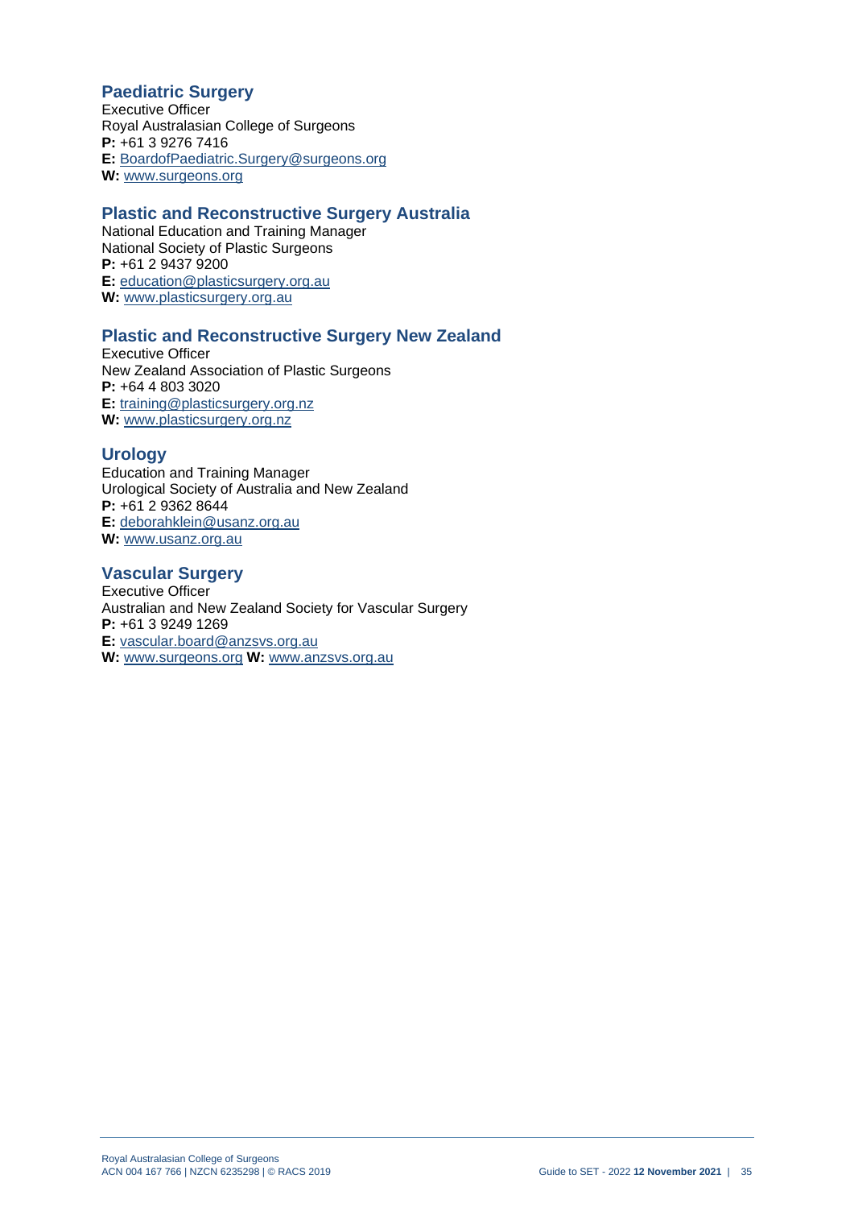## Paediatric Surgery

Executive Officer
Royal Australasian College of Surgeons
**P:** +61 3 9276 7416
**E:** BoardofPaediatric.Surgery@surgeons.org
**W:** www.surgeons.org

## Plastic and Reconstructive Surgery Australia

National Education and Training Manager
National Society of Plastic Surgeons
**P:** +61 2 9437 9200
**E:** education@plasticsurgery.org.au
**W:** www.plasticsurgery.org.au

## Plastic and Reconstructive Surgery New Zealand

Executive Officer
New Zealand Association of Plastic Surgeons
**P:** +64 4 803 3020
**E:** training@plasticsurgery.org.nz
**W:** www.plasticsurgery.org.nz

## Urology

Education and Training Manager
Urological Society of Australia and New Zealand
**P:** +61 2 9362 8644
**E:** deborahklein@usanz.org.au
**W:** www.usanz.org.au

## Vascular Surgery

Executive Officer
Australian and New Zealand Society for Vascular Surgery
**P:** +61 3 9249 1269
**E:** vascular.board@anzsvs.org.au
**W:** www.surgeons.org **W:** www.anzsvs.org.au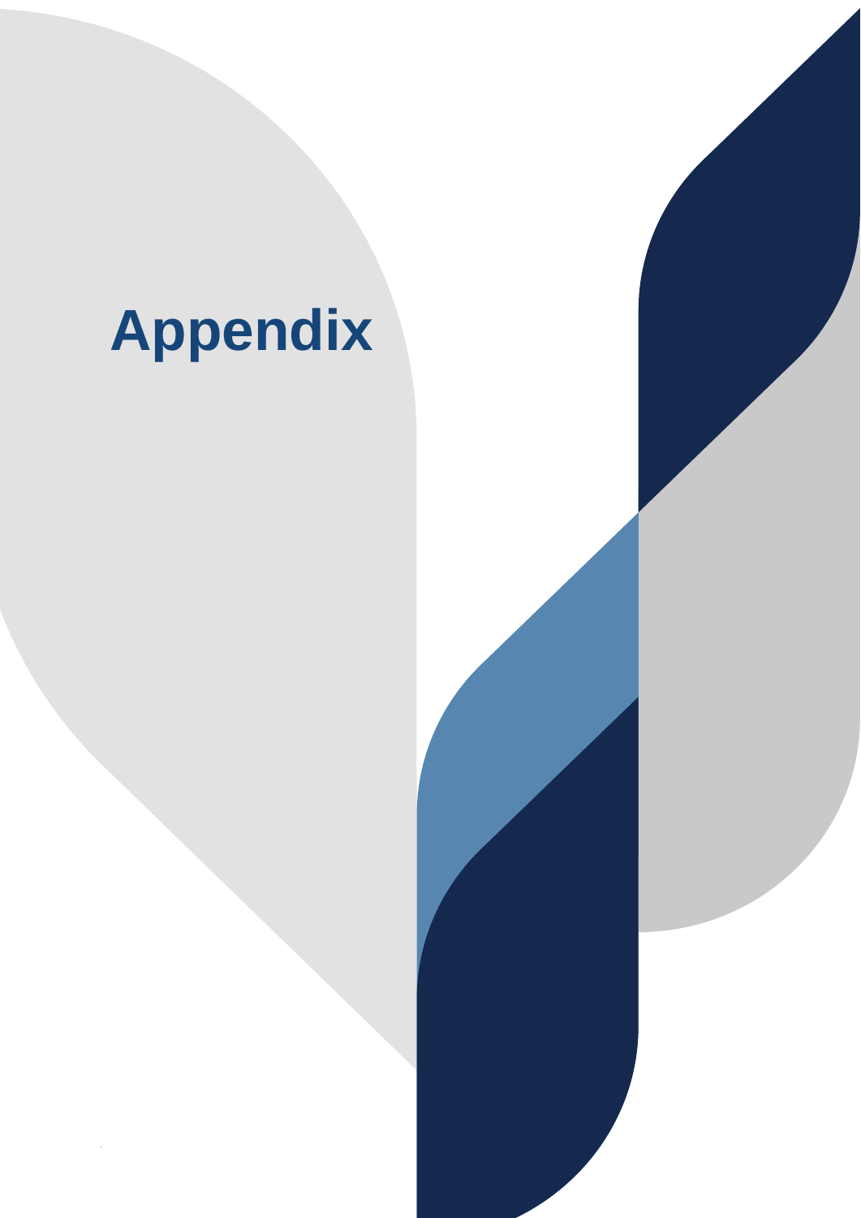# Appendix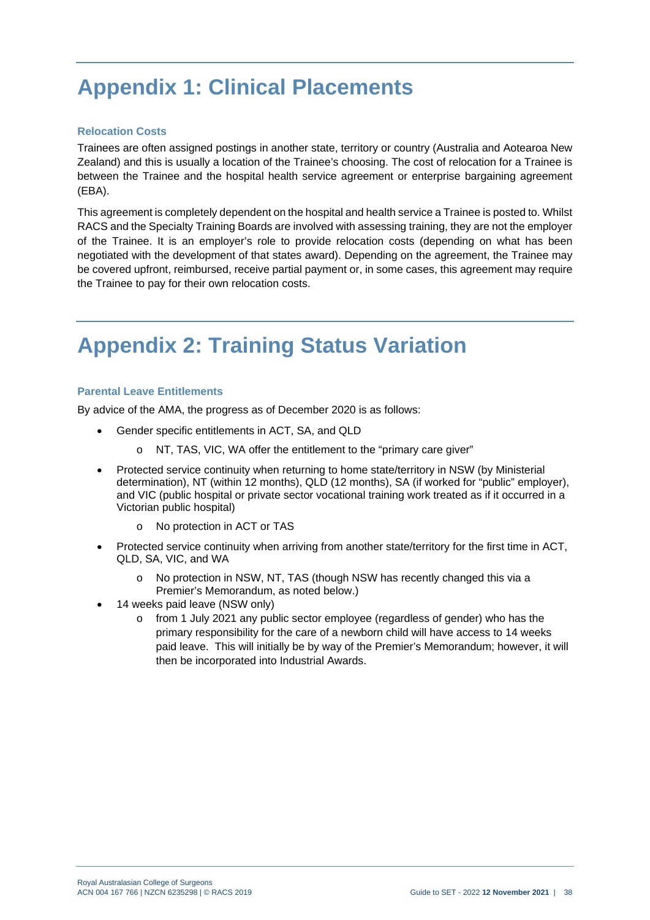# Appendix 1: Clinical Placements

### Relocation Costs

Trainees are often assigned postings in another state, territory or country (Australia and Aotearoa New Zealand) and this is usually a location of the Trainee's choosing. The cost of relocation for a Trainee is between the Trainee and the hospital health service agreement or enterprise bargaining agreement (EBA).

This agreement is completely dependent on the hospital and health service a Trainee is posted to. Whilst RACS and the Specialty Training Boards are involved with assessing training, they are not the employer of the Trainee. It is an employer's role to provide relocation costs (depending on what has been negotiated with the development of that states award). Depending on the agreement, the Trainee may be covered upfront, reimbursed, receive partial payment or, in some cases, this agreement may require the Trainee to pay for their own relocation costs.

# Appendix 2: Training Status Variation

### Parental Leave Entitlements

By advice of the AMA, the progress as of December 2020 is as follows:

- Gender specific entitlements in ACT, SA, and QLD
  - NT, TAS, VIC, WA offer the entitlement to the "primary care giver"
- Protected service continuity when returning to home state/territory in NSW (by Ministerial determination), NT (within 12 months), QLD (12 months), SA (if worked for "public" employer), and VIC (public hospital or private sector vocational training work treated as if it occurred in a Victorian public hospital)
  - No protection in ACT or TAS
- Protected service continuity when arriving from another state/territory for the first time in ACT, QLD, SA, VIC, and WA
  - No protection in NSW, NT, TAS (though NSW has recently changed this via a Premier's Memorandum, as noted below.)
- 14 weeks paid leave (NSW only)
  - from 1 July 2021 any public sector employee (regardless of gender) who has the primary responsibility for the care of a newborn child will have access to 14 weeks paid leave. This will initially be by way of the Premier's Memorandum; however, it will then be incorporated into Industrial Awards.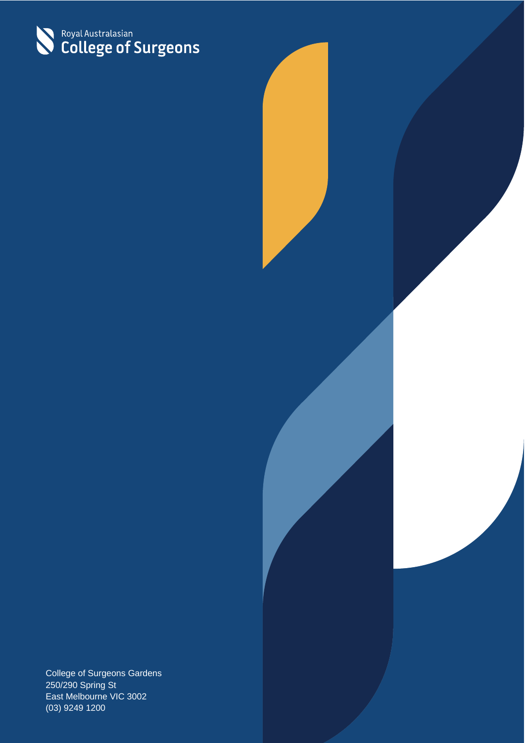Royal Australasian
College of Surgeons

College of Surgeons Gardens
250/290 Spring St
East Melbourne VIC 3002
(03) 9249 1200